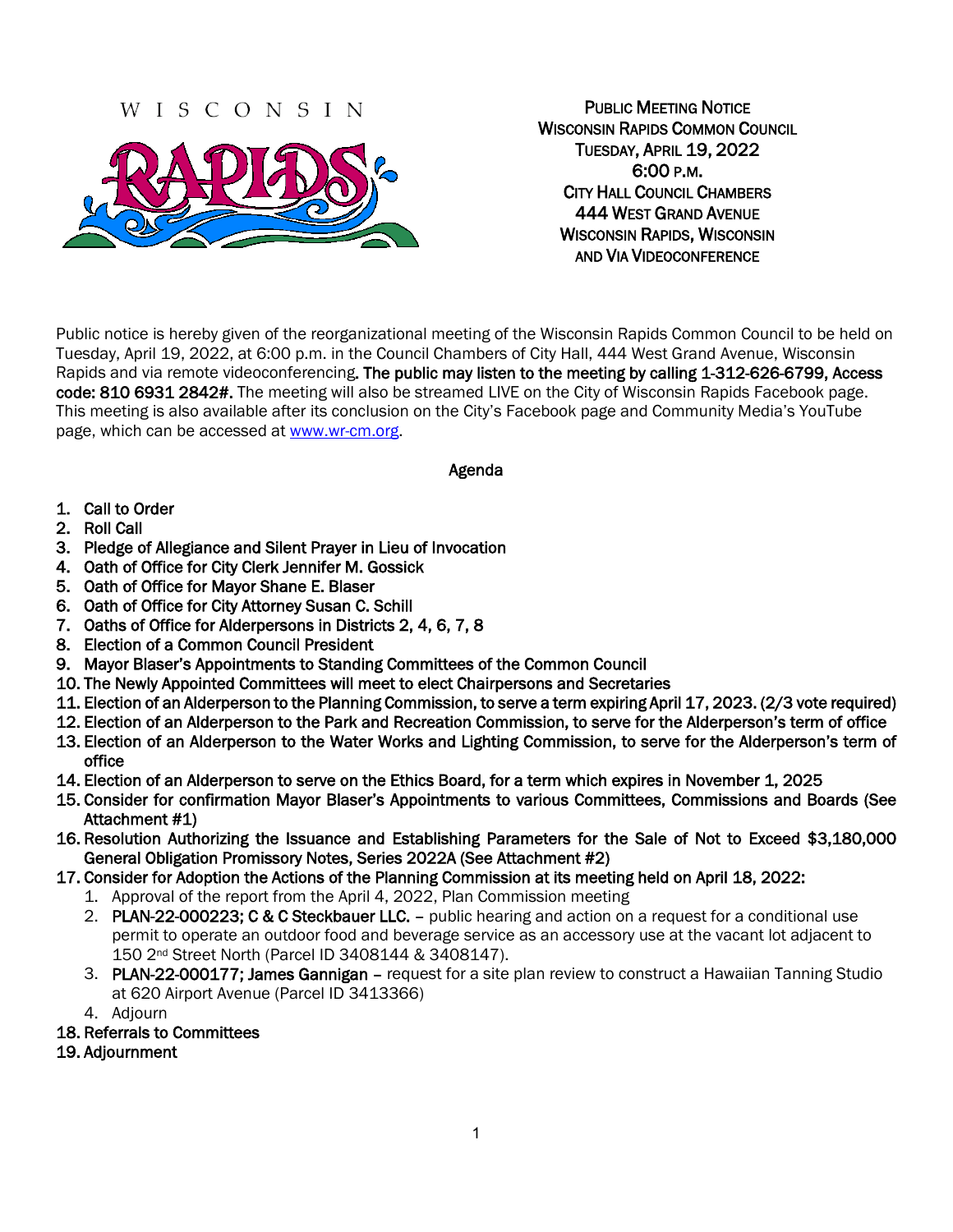WISCONSIN RAPIDS

**PUBLIC MEETING NOTICE**
**WISCONSIN RAPIDS COMMON COUNCIL**
**TUESDAY, APRIL 19, 2022**
**6:00 P.M.**
**CITY HALL COUNCIL CHAMBERS**
**444 WEST GRAND AVENUE**
**WISCONSIN RAPIDS, WISCONSIN**
**AND VIA VIDEOCONFERENCE**

Public notice is hereby given of the reorganizational meeting of the Wisconsin Rapids Common Council to be held on Tuesday, April 19, 2022, at 6:00 p.m. in the Council Chambers of City Hall, 444 West Grand Avenue, Wisconsin Rapids and via remote videoconferencing. **The public may listen to the meeting by calling 1-312-626-6799, Access code: 810 6931 2842#.** The meeting will also be streamed LIVE on the City of Wisconsin Rapids Facebook page. This meeting is also available after its conclusion on the City's Facebook page and Community Media's YouTube page, which can be accessed at www.wr-cm.org.

## Agenda

1. **Call to Order**
2. **Roll Call**
3. **Pledge of Allegiance and Silent Prayer in Lieu of Invocation**
4. **Oath of Office for City Clerk Jennifer M. Gossick**
5. **Oath of Office for Mayor Shane E. Blaser**
6. **Oath of Office for City Attorney Susan C. Schill**
7. **Oaths of Office for Alderpersons in Districts 2, 4, 6, 7, 8**
8. **Election of a Common Council President**
9. **Mayor Blaser's Appointments to Standing Committees of the Common Council**
10. **The Newly Appointed Committees will meet to elect Chairpersons and Secretaries**
11. **Election of an Alderperson to the Planning Commission, to serve a term expiring April 17, 2023. (2/3 vote required)**
12. **Election of an Alderperson to the Park and Recreation Commission, to serve for the Alderperson's term of office**
13. **Election of an Alderperson to the Water Works and Lighting Commission, to serve for the Alderperson's term of office**
14. **Election of an Alderperson to serve on the Ethics Board, for a term which expires in November 1, 2025**
15. **Consider for confirmation Mayor Blaser's Appointments to various Committees, Commissions and Boards (See Attachment #1)**
16. **Resolution Authorizing the Issuance and Establishing Parameters for the Sale of Not to Exceed $3,180,000 General Obligation Promissory Notes, Series 2022A (See Attachment #2)**
17. **Consider for Adoption the Actions of the Planning Commission at its meeting held on April 18, 2022:**
    1. Approval of the report from the April 4, 2022, Plan Commission meeting
    2. **PLAN-22-000223; C & C Steckbauer LLC.** – public hearing and action on a request for a conditional use permit to operate an outdoor food and beverage service as an accessory use at the vacant lot adjacent to 150 2nd Street North (Parcel ID 3408144 & 3408147).
    3. **PLAN-22-000177; James Gannigan** – request for a site plan review to construct a Hawaiian Tanning Studio at 620 Airport Avenue (Parcel ID 3413366)
    4. Adjourn
18. **Referrals to Committees**
19. **Adjournment**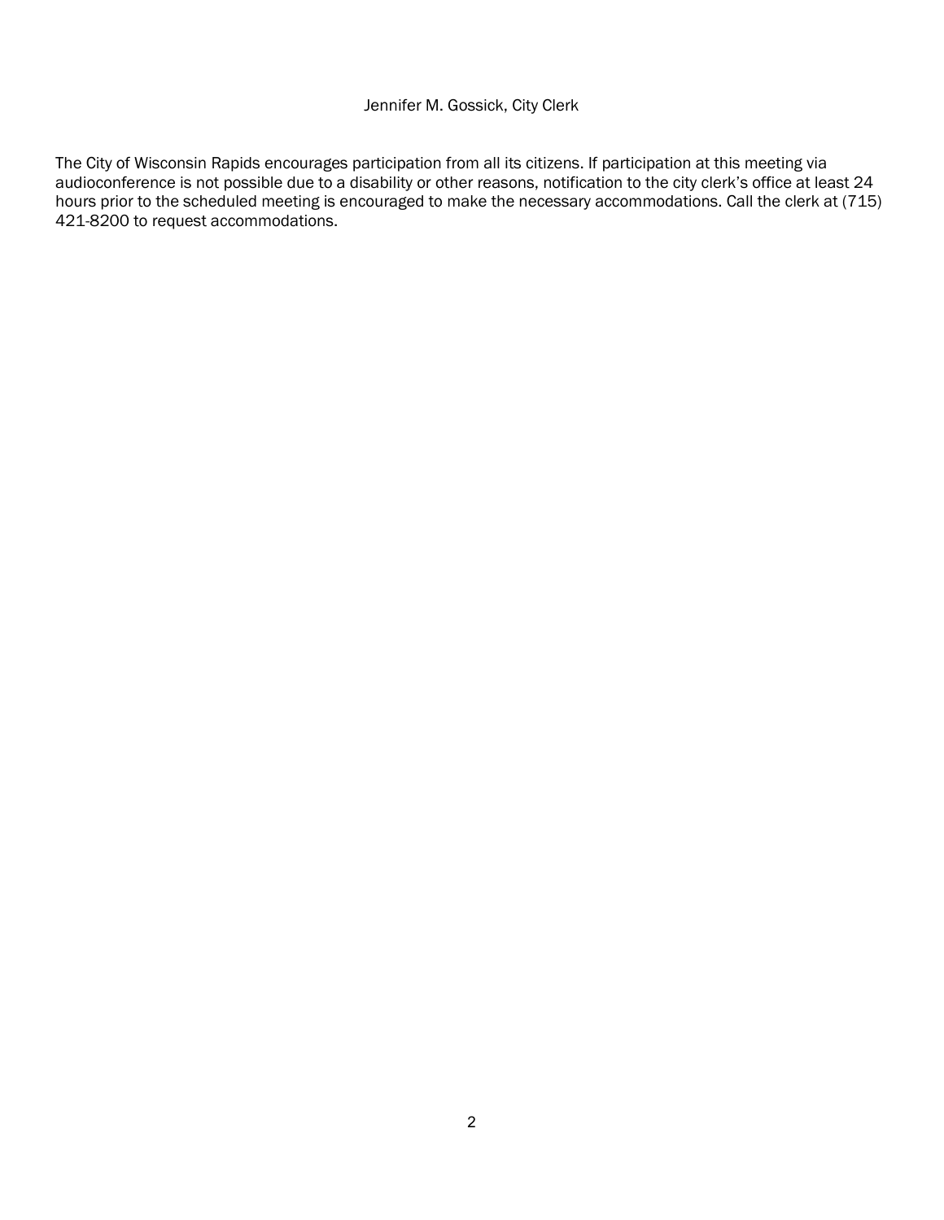Jennifer M. Gossick, City Clerk

The City of Wisconsin Rapids encourages participation from all its citizens. If participation at this meeting via audioconference is not possible due to a disability or other reasons, notification to the city clerk's office at least 24 hours prior to the scheduled meeting is encouraged to make the necessary accommodations. Call the clerk at (715) 421-8200 to request accommodations.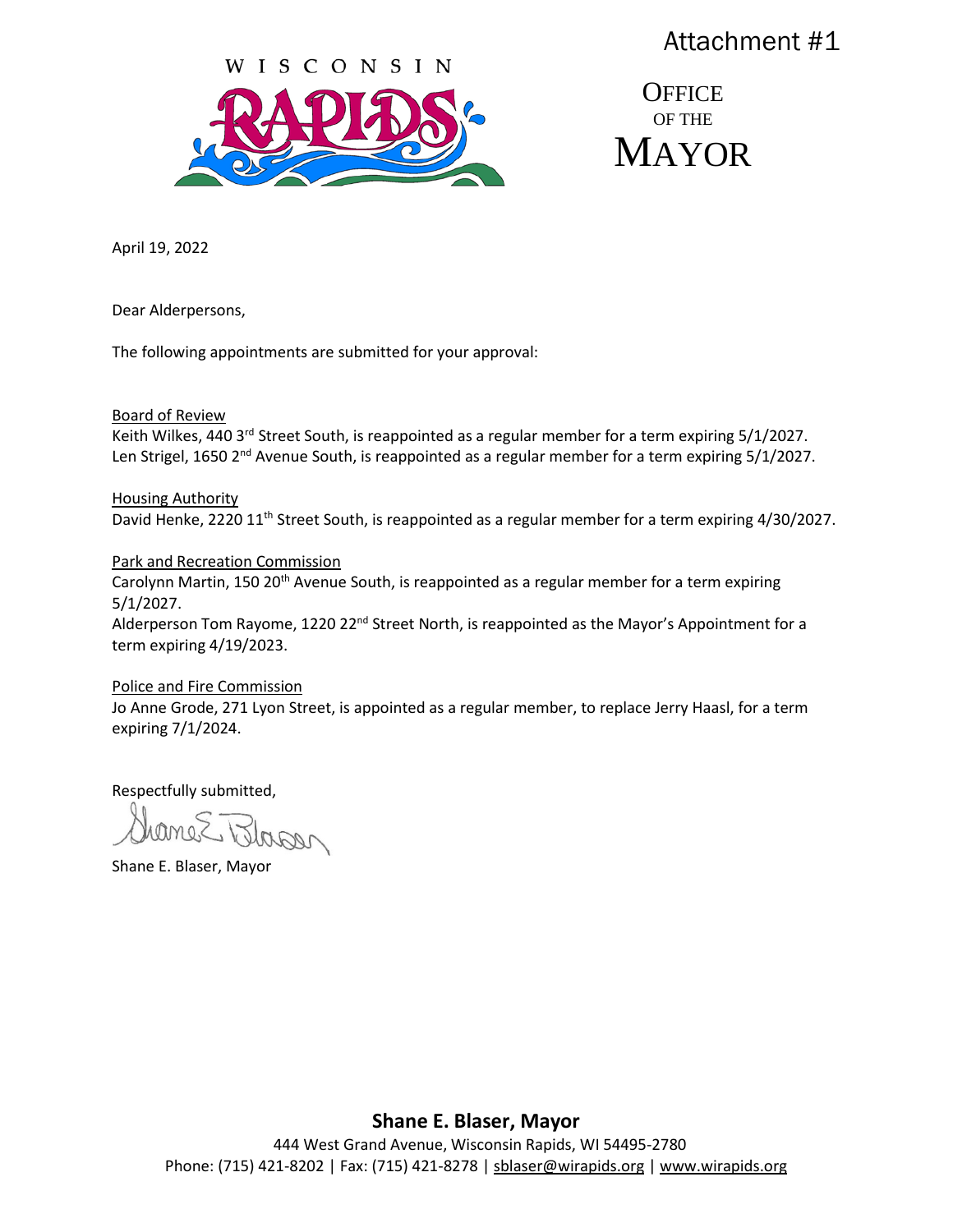Attachment #1

WISCONSIN RAPIDS

OFFICE OF THE MAYOR

April 19, 2022

Dear Alderpersons,

The following appointments are submitted for your approval:

Board of Review

Keith Wilkes, 440 3rd Street South, is reappointed as a regular member for a term expiring 5/1/2027.
Len Strigel, 1650 2nd Avenue South, is reappointed as a regular member for a term expiring 5/1/2027.

Housing Authority

David Henke, 2220 11th Street South, is reappointed as a regular member for a term expiring 4/30/2027.

Park and Recreation Commission

Carolynn Martin, 150 20th Avenue South, is reappointed as a regular member for a term expiring 5/1/2027.
Alderperson Tom Rayome, 1220 22nd Street North, is reappointed as the Mayor's Appointment for a term expiring 4/19/2023.

Police and Fire Commission

Jo Anne Grode, 271 Lyon Street, is appointed as a regular member, to replace Jerry Haasl, for a term expiring 7/1/2024.

Respectfully submitted,

Shane E. Blaser, Mayor

**Shane E. Blaser, Mayor**

444 West Grand Avenue, Wisconsin Rapids, WI 54495-2780
Phone: (715) 421-8202 | Fax: (715) 421-8278 | sblaser@wirapids.org | www.wirapids.org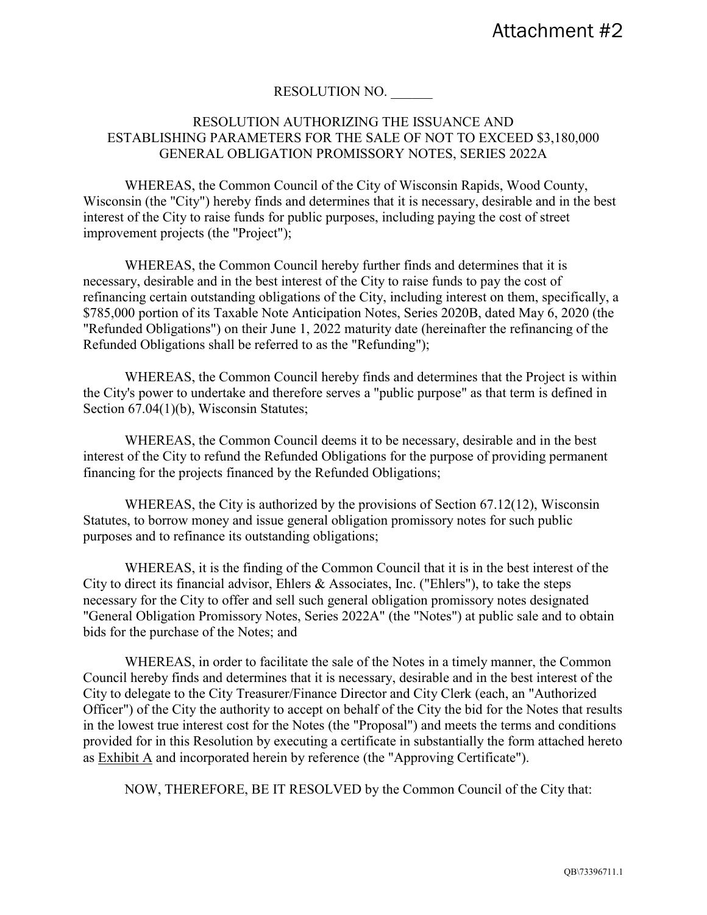Attachment #2

RESOLUTION NO. ______

RESOLUTION AUTHORIZING THE ISSUANCE AND ESTABLISHING PARAMETERS FOR THE SALE OF NOT TO EXCEED $3,180,000 GENERAL OBLIGATION PROMISSORY NOTES, SERIES 2022A

WHEREAS, the Common Council of the City of Wisconsin Rapids, Wood County, Wisconsin (the "City") hereby finds and determines that it is necessary, desirable and in the best interest of the City to raise funds for public purposes, including paying the cost of street improvement projects (the "Project");

WHEREAS, the Common Council hereby further finds and determines that it is necessary, desirable and in the best interest of the City to raise funds to pay the cost of refinancing certain outstanding obligations of the City, including interest on them, specifically, a $785,000 portion of its Taxable Note Anticipation Notes, Series 2020B, dated May 6, 2020 (the "Refunded Obligations") on their June 1, 2022 maturity date (hereinafter the refinancing of the Refunded Obligations shall be referred to as the "Refunding");

WHEREAS, the Common Council hereby finds and determines that the Project is within the City's power to undertake and therefore serves a "public purpose" as that term is defined in Section 67.04(1)(b), Wisconsin Statutes;

WHEREAS, the Common Council deems it to be necessary, desirable and in the best interest of the City to refund the Refunded Obligations for the purpose of providing permanent financing for the projects financed by the Refunded Obligations;

WHEREAS, the City is authorized by the provisions of Section 67.12(12), Wisconsin Statutes, to borrow money and issue general obligation promissory notes for such public purposes and to refinance its outstanding obligations;

WHEREAS, it is the finding of the Common Council that it is in the best interest of the City to direct its financial advisor, Ehlers & Associates, Inc. ("Ehlers"), to take the steps necessary for the City to offer and sell such general obligation promissory notes designated "General Obligation Promissory Notes, Series 2022A" (the "Notes") at public sale and to obtain bids for the purchase of the Notes; and

WHEREAS, in order to facilitate the sale of the Notes in a timely manner, the Common Council hereby finds and determines that it is necessary, desirable and in the best interest of the City to delegate to the City Treasurer/Finance Director and City Clerk (each, an "Authorized Officer") of the City the authority to accept on behalf of the City the bid for the Notes that results in the lowest true interest cost for the Notes (the "Proposal") and meets the terms and conditions provided for in this Resolution by executing a certificate in substantially the form attached hereto as Exhibit A and incorporated herein by reference (the "Approving Certificate").

NOW, THEREFORE, BE IT RESOLVED by the Common Council of the City that:

QB\73396711.1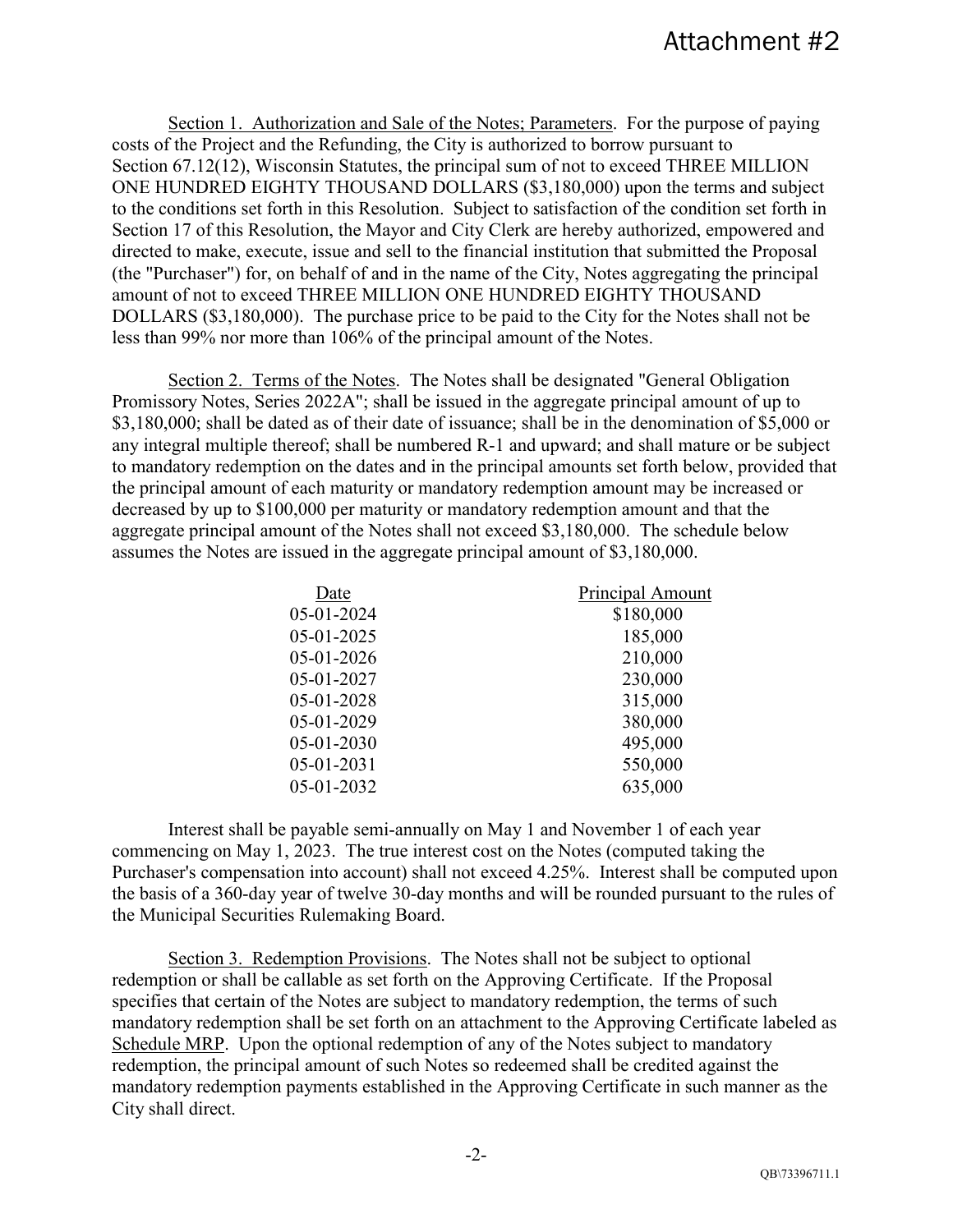Attachment #2

Section 1. Authorization and Sale of the Notes; Parameters. For the purpose of paying costs of the Project and the Refunding, the City is authorized to borrow pursuant to Section 67.12(12), Wisconsin Statutes, the principal sum of not to exceed THREE MILLION ONE HUNDRED EIGHTY THOUSAND DOLLARS ($3,180,000) upon the terms and subject to the conditions set forth in this Resolution. Subject to satisfaction of the condition set forth in Section 17 of this Resolution, the Mayor and City Clerk are hereby authorized, empowered and directed to make, execute, issue and sell to the financial institution that submitted the Proposal (the "Purchaser") for, on behalf of and in the name of the City, Notes aggregating the principal amount of not to exceed THREE MILLION ONE HUNDRED EIGHTY THOUSAND DOLLARS ($3,180,000). The purchase price to be paid to the City for the Notes shall not be less than 99% nor more than 106% of the principal amount of the Notes.

Section 2. Terms of the Notes. The Notes shall be designated "General Obligation Promissory Notes, Series 2022A"; shall be issued in the aggregate principal amount of up to $3,180,000; shall be dated as of their date of issuance; shall be in the denomination of $5,000 or any integral multiple thereof; shall be numbered R-1 and upward; and shall mature or be subject to mandatory redemption on the dates and in the principal amounts set forth below, provided that the principal amount of each maturity or mandatory redemption amount may be increased or decreased by up to $100,000 per maturity or mandatory redemption amount and that the aggregate principal amount of the Notes shall not exceed $3,180,000. The schedule below assumes the Notes are issued in the aggregate principal amount of $3,180,000.

| Date | Principal Amount |
|---|---|
| 05-01-2024 | $180,000 |
| 05-01-2025 | 185,000 |
| 05-01-2026 | 210,000 |
| 05-01-2027 | 230,000 |
| 05-01-2028 | 315,000 |
| 05-01-2029 | 380,000 |
| 05-01-2030 | 495,000 |
| 05-01-2031 | 550,000 |
| 05-01-2032 | 635,000 |

Interest shall be payable semi-annually on May 1 and November 1 of each year commencing on May 1, 2023. The true interest cost on the Notes (computed taking the Purchaser's compensation into account) shall not exceed 4.25%. Interest shall be computed upon the basis of a 360-day year of twelve 30-day months and will be rounded pursuant to the rules of the Municipal Securities Rulemaking Board.

Section 3. Redemption Provisions. The Notes shall not be subject to optional redemption or shall be callable as set forth on the Approving Certificate. If the Proposal specifies that certain of the Notes are subject to mandatory redemption, the terms of such mandatory redemption shall be set forth on an attachment to the Approving Certificate labeled as Schedule MRP. Upon the optional redemption of any of the Notes subject to mandatory redemption, the principal amount of such Notes so redeemed shall be credited against the mandatory redemption payments established in the Approving Certificate in such manner as the City shall direct.

QB\73396711.1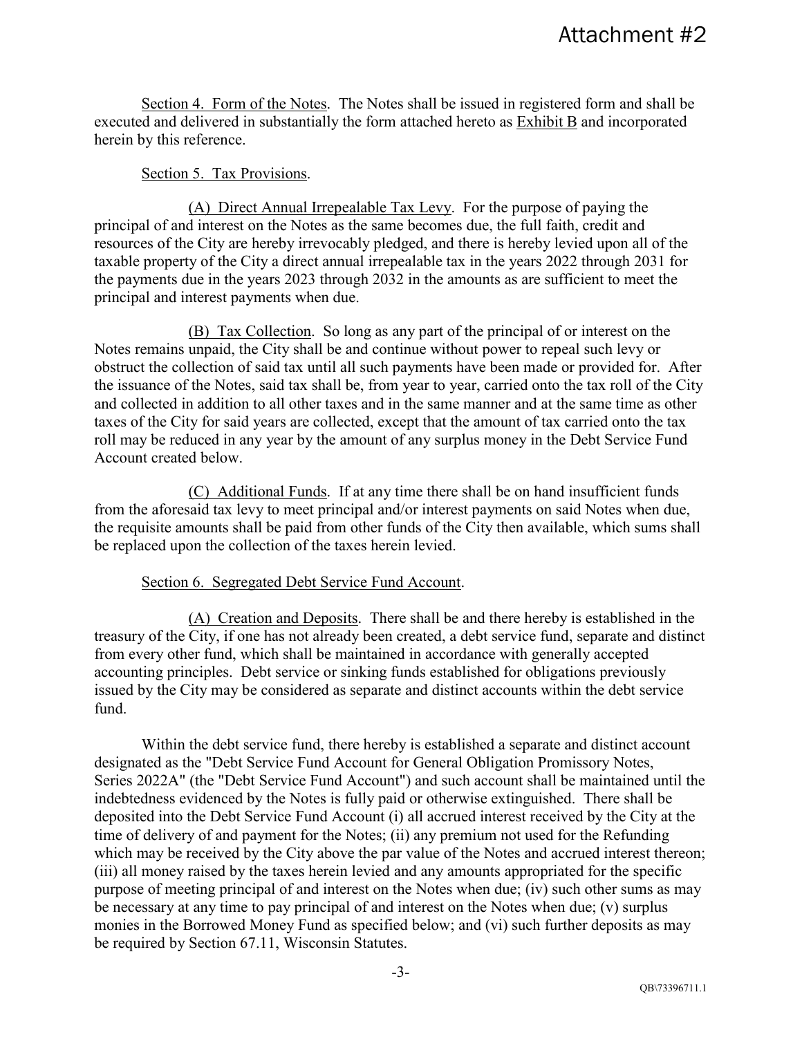Section 4. Form of the Notes. The Notes shall be issued in registered form and shall be executed and delivered in substantially the form attached hereto as Exhibit B and incorporated herein by this reference.

Section 5. Tax Provisions.

(A) Direct Annual Irrepealable Tax Levy. For the purpose of paying the principal of and interest on the Notes as the same becomes due, the full faith, credit and resources of the City are hereby irrevocably pledged, and there is hereby levied upon all of the taxable property of the City a direct annual irrepealable tax in the years 2022 through 2031 for the payments due in the years 2023 through 2032 in the amounts as are sufficient to meet the principal and interest payments when due.

(B) Tax Collection. So long as any part of the principal of or interest on the Notes remains unpaid, the City shall be and continue without power to repeal such levy or obstruct the collection of said tax until all such payments have been made or provided for. After the issuance of the Notes, said tax shall be, from year to year, carried onto the tax roll of the City and collected in addition to all other taxes and in the same manner and at the same time as other taxes of the City for said years are collected, except that the amount of tax carried onto the tax roll may be reduced in any year by the amount of any surplus money in the Debt Service Fund Account created below.

(C) Additional Funds. If at any time there shall be on hand insufficient funds from the aforesaid tax levy to meet principal and/or interest payments on said Notes when due, the requisite amounts shall be paid from other funds of the City then available, which sums shall be replaced upon the collection of the taxes herein levied.

Section 6. Segregated Debt Service Fund Account.

(A) Creation and Deposits. There shall be and there hereby is established in the treasury of the City, if one has not already been created, a debt service fund, separate and distinct from every other fund, which shall be maintained in accordance with generally accepted accounting principles. Debt service or sinking funds established for obligations previously issued by the City may be considered as separate and distinct accounts within the debt service fund.

Within the debt service fund, there hereby is established a separate and distinct account designated as the "Debt Service Fund Account for General Obligation Promissory Notes, Series 2022A" (the "Debt Service Fund Account") and such account shall be maintained until the indebtedness evidenced by the Notes is fully paid or otherwise extinguished. There shall be deposited into the Debt Service Fund Account (i) all accrued interest received by the City at the time of delivery of and payment for the Notes; (ii) any premium not used for the Refunding which may be received by the City above the par value of the Notes and accrued interest thereon; (iii) all money raised by the taxes herein levied and any amounts appropriated for the specific purpose of meeting principal of and interest on the Notes when due; (iv) such other sums as may be necessary at any time to pay principal of and interest on the Notes when due; (v) surplus monies in the Borrowed Money Fund as specified below; and (vi) such further deposits as may be required by Section 67.11, Wisconsin Statutes.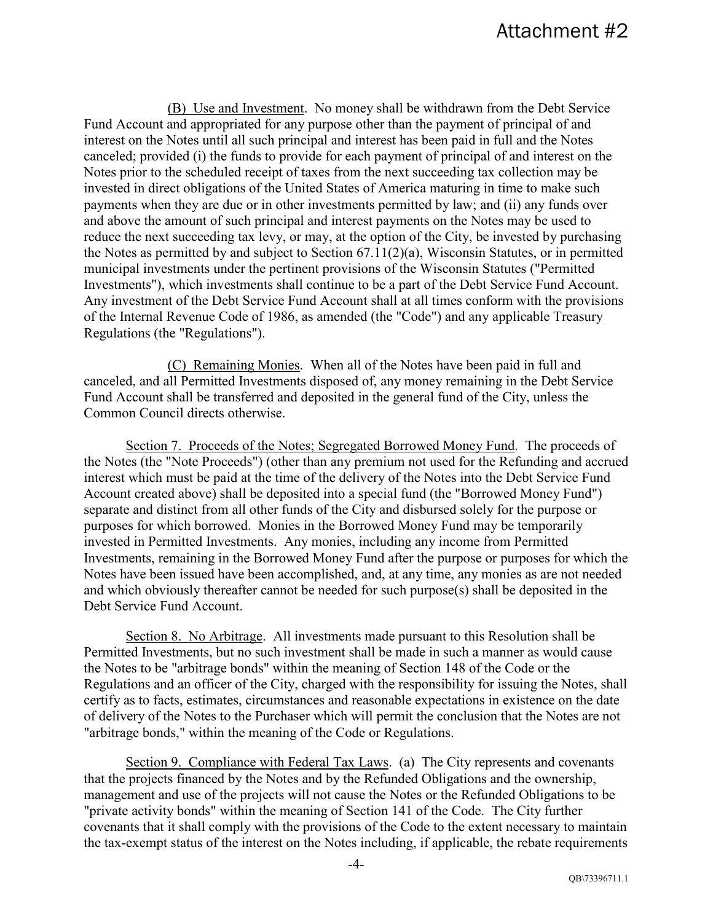(B) Use and Investment. No money shall be withdrawn from the Debt Service Fund Account and appropriated for any purpose other than the payment of principal of and interest on the Notes until all such principal and interest has been paid in full and the Notes canceled; provided (i) the funds to provide for each payment of principal of and interest on the Notes prior to the scheduled receipt of taxes from the next succeeding tax collection may be invested in direct obligations of the United States of America maturing in time to make such payments when they are due or in other investments permitted by law; and (ii) any funds over and above the amount of such principal and interest payments on the Notes may be used to reduce the next succeeding tax levy, or may, at the option of the City, be invested by purchasing the Notes as permitted by and subject to Section 67.11(2)(a), Wisconsin Statutes, or in permitted municipal investments under the pertinent provisions of the Wisconsin Statutes ("Permitted Investments"), which investments shall continue to be a part of the Debt Service Fund Account. Any investment of the Debt Service Fund Account shall at all times conform with the provisions of the Internal Revenue Code of 1986, as amended (the "Code") and any applicable Treasury Regulations (the "Regulations").

(C) Remaining Monies. When all of the Notes have been paid in full and canceled, and all Permitted Investments disposed of, any money remaining in the Debt Service Fund Account shall be transferred and deposited in the general fund of the City, unless the Common Council directs otherwise.

Section 7. Proceeds of the Notes; Segregated Borrowed Money Fund. The proceeds of the Notes (the "Note Proceeds") (other than any premium not used for the Refunding and accrued interest which must be paid at the time of the delivery of the Notes into the Debt Service Fund Account created above) shall be deposited into a special fund (the "Borrowed Money Fund") separate and distinct from all other funds of the City and disbursed solely for the purpose or purposes for which borrowed. Monies in the Borrowed Money Fund may be temporarily invested in Permitted Investments. Any monies, including any income from Permitted Investments, remaining in the Borrowed Money Fund after the purpose or purposes for which the Notes have been issued have been accomplished, and, at any time, any monies as are not needed and which obviously thereafter cannot be needed for such purpose(s) shall be deposited in the Debt Service Fund Account.

Section 8. No Arbitrage. All investments made pursuant to this Resolution shall be Permitted Investments, but no such investment shall be made in such a manner as would cause the Notes to be "arbitrage bonds" within the meaning of Section 148 of the Code or the Regulations and an officer of the City, charged with the responsibility for issuing the Notes, shall certify as to facts, estimates, circumstances and reasonable expectations in existence on the date of delivery of the Notes to the Purchaser which will permit the conclusion that the Notes are not "arbitrage bonds," within the meaning of the Code or Regulations.

Section 9. Compliance with Federal Tax Laws. (a) The City represents and covenants that the projects financed by the Notes and by the Refunded Obligations and the ownership, management and use of the projects will not cause the Notes or the Refunded Obligations to be "private activity bonds" within the meaning of Section 141 of the Code. The City further covenants that it shall comply with the provisions of the Code to the extent necessary to maintain the tax-exempt status of the interest on the Notes including, if applicable, the rebate requirements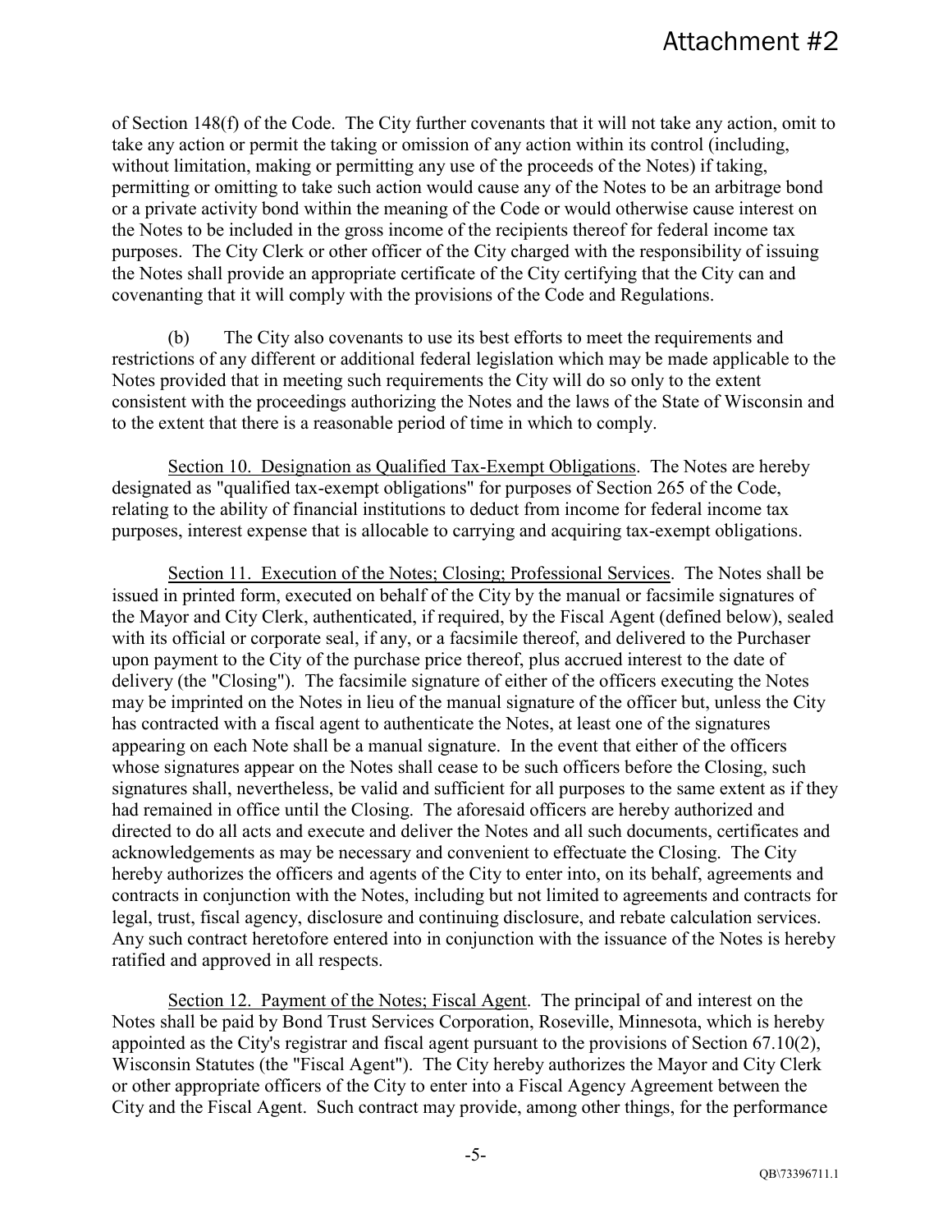of Section 148(f) of the Code. The City further covenants that it will not take any action, omit to take any action or permit the taking or omission of any action within its control (including, without limitation, making or permitting any use of the proceeds of the Notes) if taking, permitting or omitting to take such action would cause any of the Notes to be an arbitrage bond or a private activity bond within the meaning of the Code or would otherwise cause interest on the Notes to be included in the gross income of the recipients thereof for federal income tax purposes. The City Clerk or other officer of the City charged with the responsibility of issuing the Notes shall provide an appropriate certificate of the City certifying that the City can and covenanting that it will comply with the provisions of the Code and Regulations.

(b) The City also covenants to use its best efforts to meet the requirements and restrictions of any different or additional federal legislation which may be made applicable to the Notes provided that in meeting such requirements the City will do so only to the extent consistent with the proceedings authorizing the Notes and the laws of the State of Wisconsin and to the extent that there is a reasonable period of time in which to comply.

Section 10. Designation as Qualified Tax-Exempt Obligations. The Notes are hereby designated as "qualified tax-exempt obligations" for purposes of Section 265 of the Code, relating to the ability of financial institutions to deduct from income for federal income tax purposes, interest expense that is allocable to carrying and acquiring tax-exempt obligations.

Section 11. Execution of the Notes; Closing; Professional Services. The Notes shall be issued in printed form, executed on behalf of the City by the manual or facsimile signatures of the Mayor and City Clerk, authenticated, if required, by the Fiscal Agent (defined below), sealed with its official or corporate seal, if any, or a facsimile thereof, and delivered to the Purchaser upon payment to the City of the purchase price thereof, plus accrued interest to the date of delivery (the "Closing"). The facsimile signature of either of the officers executing the Notes may be imprinted on the Notes in lieu of the manual signature of the officer but, unless the City has contracted with a fiscal agent to authenticate the Notes, at least one of the signatures appearing on each Note shall be a manual signature. In the event that either of the officers whose signatures appear on the Notes shall cease to be such officers before the Closing, such signatures shall, nevertheless, be valid and sufficient for all purposes to the same extent as if they had remained in office until the Closing. The aforesaid officers are hereby authorized and directed to do all acts and execute and deliver the Notes and all such documents, certificates and acknowledgements as may be necessary and convenient to effectuate the Closing. The City hereby authorizes the officers and agents of the City to enter into, on its behalf, agreements and contracts in conjunction with the Notes, including but not limited to agreements and contracts for legal, trust, fiscal agency, disclosure and continuing disclosure, and rebate calculation services. Any such contract heretofore entered into in conjunction with the issuance of the Notes is hereby ratified and approved in all respects.

Section 12. Payment of the Notes; Fiscal Agent. The principal of and interest on the Notes shall be paid by Bond Trust Services Corporation, Roseville, Minnesota, which is hereby appointed as the City's registrar and fiscal agent pursuant to the provisions of Section 67.10(2), Wisconsin Statutes (the "Fiscal Agent"). The City hereby authorizes the Mayor and City Clerk or other appropriate officers of the City to enter into a Fiscal Agency Agreement between the City and the Fiscal Agent. Such contract may provide, among other things, for the performance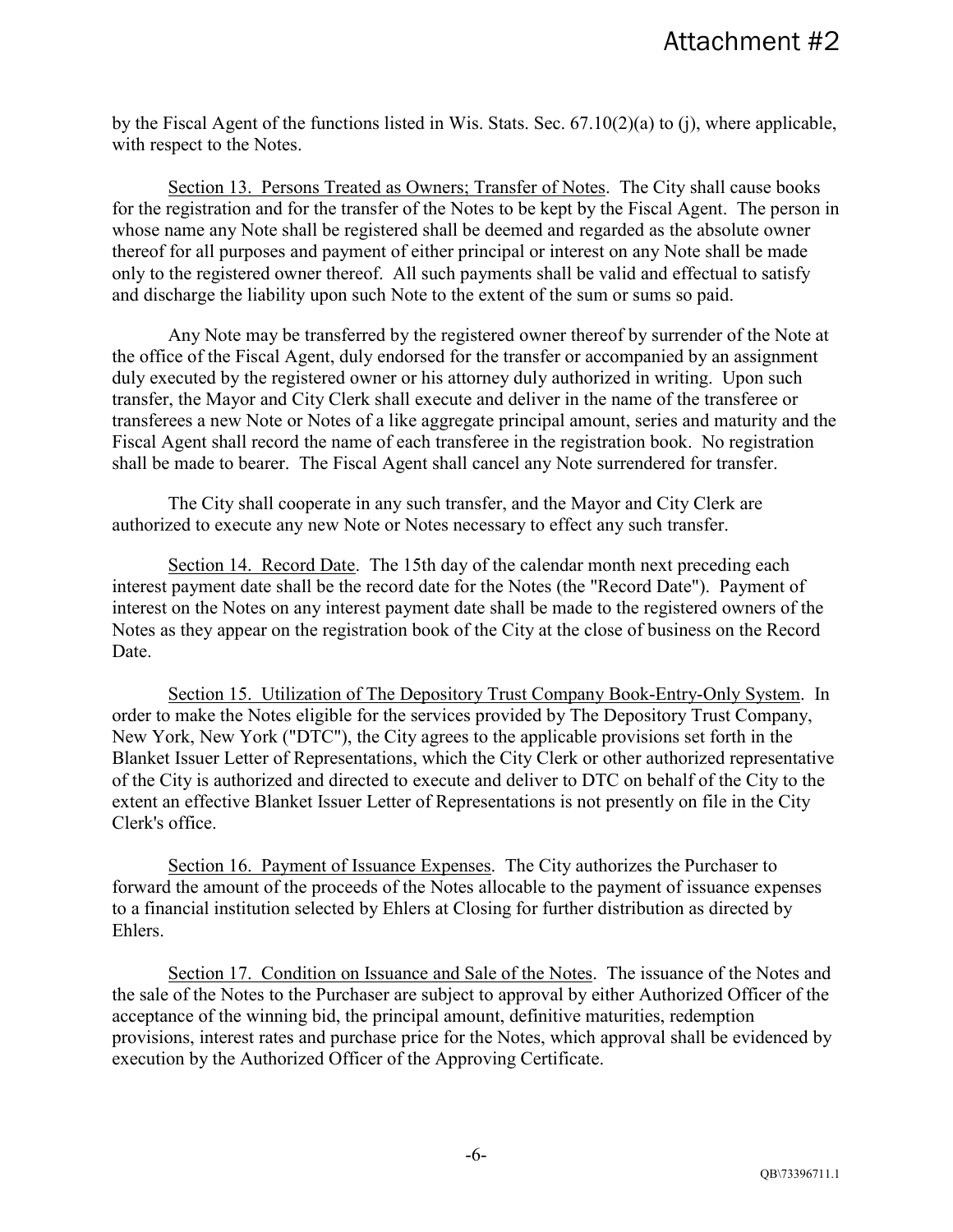by the Fiscal Agent of the functions listed in Wis. Stats. Sec. 67.10(2)(a) to (j), where applicable, with respect to the Notes.

Section 13. Persons Treated as Owners; Transfer of Notes. The City shall cause books for the registration and for the transfer of the Notes to be kept by the Fiscal Agent. The person in whose name any Note shall be registered shall be deemed and regarded as the absolute owner thereof for all purposes and payment of either principal or interest on any Note shall be made only to the registered owner thereof. All such payments shall be valid and effectual to satisfy and discharge the liability upon such Note to the extent of the sum or sums so paid.

Any Note may be transferred by the registered owner thereof by surrender of the Note at the office of the Fiscal Agent, duly endorsed for the transfer or accompanied by an assignment duly executed by the registered owner or his attorney duly authorized in writing. Upon such transfer, the Mayor and City Clerk shall execute and deliver in the name of the transferee or transferees a new Note or Notes of a like aggregate principal amount, series and maturity and the Fiscal Agent shall record the name of each transferee in the registration book. No registration shall be made to bearer. The Fiscal Agent shall cancel any Note surrendered for transfer.

The City shall cooperate in any such transfer, and the Mayor and City Clerk are authorized to execute any new Note or Notes necessary to effect any such transfer.

Section 14. Record Date. The 15th day of the calendar month next preceding each interest payment date shall be the record date for the Notes (the "Record Date"). Payment of interest on the Notes on any interest payment date shall be made to the registered owners of the Notes as they appear on the registration book of the City at the close of business on the Record Date.

Section 15. Utilization of The Depository Trust Company Book-Entry-Only System. In order to make the Notes eligible for the services provided by The Depository Trust Company, New York, New York ("DTC"), the City agrees to the applicable provisions set forth in the Blanket Issuer Letter of Representations, which the City Clerk or other authorized representative of the City is authorized and directed to execute and deliver to DTC on behalf of the City to the extent an effective Blanket Issuer Letter of Representations is not presently on file in the City Clerk's office.

Section 16. Payment of Issuance Expenses. The City authorizes the Purchaser to forward the amount of the proceeds of the Notes allocable to the payment of issuance expenses to a financial institution selected by Ehlers at Closing for further distribution as directed by Ehlers.

Section 17. Condition on Issuance and Sale of the Notes. The issuance of the Notes and the sale of the Notes to the Purchaser are subject to approval by either Authorized Officer of the acceptance of the winning bid, the principal amount, definitive maturities, redemption provisions, interest rates and purchase price for the Notes, which approval shall be evidenced by execution by the Authorized Officer of the Approving Certificate.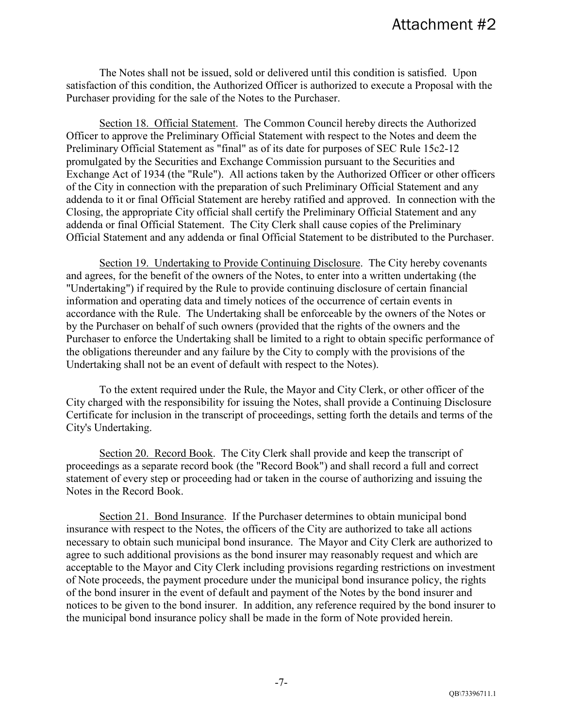The Notes shall not be issued, sold or delivered until this condition is satisfied. Upon satisfaction of this condition, the Authorized Officer is authorized to execute a Proposal with the Purchaser providing for the sale of the Notes to the Purchaser.

Section 18. Official Statement. The Common Council hereby directs the Authorized Officer to approve the Preliminary Official Statement with respect to the Notes and deem the Preliminary Official Statement as "final" as of its date for purposes of SEC Rule 15c2-12 promulgated by the Securities and Exchange Commission pursuant to the Securities and Exchange Act of 1934 (the "Rule"). All actions taken by the Authorized Officer or other officers of the City in connection with the preparation of such Preliminary Official Statement and any addenda to it or final Official Statement are hereby ratified and approved. In connection with the Closing, the appropriate City official shall certify the Preliminary Official Statement and any addenda or final Official Statement. The City Clerk shall cause copies of the Preliminary Official Statement and any addenda or final Official Statement to be distributed to the Purchaser.

Section 19. Undertaking to Provide Continuing Disclosure. The City hereby covenants and agrees, for the benefit of the owners of the Notes, to enter into a written undertaking (the "Undertaking") if required by the Rule to provide continuing disclosure of certain financial information and operating data and timely notices of the occurrence of certain events in accordance with the Rule. The Undertaking shall be enforceable by the owners of the Notes or by the Purchaser on behalf of such owners (provided that the rights of the owners and the Purchaser to enforce the Undertaking shall be limited to a right to obtain specific performance of the obligations thereunder and any failure by the City to comply with the provisions of the Undertaking shall not be an event of default with respect to the Notes).

To the extent required under the Rule, the Mayor and City Clerk, or other officer of the City charged with the responsibility for issuing the Notes, shall provide a Continuing Disclosure Certificate for inclusion in the transcript of proceedings, setting forth the details and terms of the City's Undertaking.

Section 20. Record Book. The City Clerk shall provide and keep the transcript of proceedings as a separate record book (the "Record Book") and shall record a full and correct statement of every step or proceeding had or taken in the course of authorizing and issuing the Notes in the Record Book.

Section 21. Bond Insurance. If the Purchaser determines to obtain municipal bond insurance with respect to the Notes, the officers of the City are authorized to take all actions necessary to obtain such municipal bond insurance. The Mayor and City Clerk are authorized to agree to such additional provisions as the bond insurer may reasonably request and which are acceptable to the Mayor and City Clerk including provisions regarding restrictions on investment of Note proceeds, the payment procedure under the municipal bond insurance policy, the rights of the bond insurer in the event of default and payment of the Notes by the bond insurer and notices to be given to the bond insurer. In addition, any reference required by the bond insurer to the municipal bond insurance policy shall be made in the form of Note provided herein.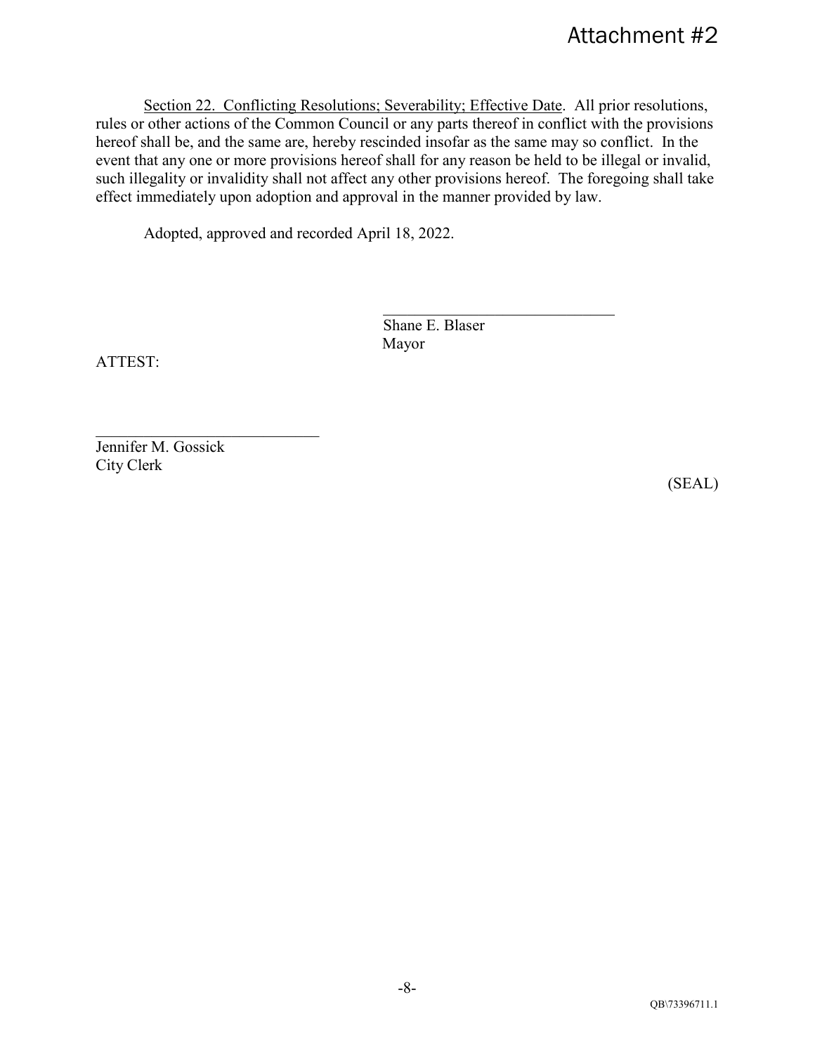Attachment #2

Section 22. Conflicting Resolutions; Severability; Effective Date. All prior resolutions, rules or other actions of the Common Council or any parts thereof in conflict with the provisions hereof shall be, and the same are, hereby rescinded insofar as the same may so conflict. In the event that any one or more provisions hereof shall for any reason be held to be illegal or invalid, such illegality or invalidity shall not affect any other provisions hereof. The foregoing shall take effect immediately upon adoption and approval in the manner provided by law.

Adopted, approved and recorded April 18, 2022.

\_\_\_\_\_\_\_\_\_\_\_\_\_\_\_\_\_\_\_\_\_\_\_\_\_\_\_\_\_\_
Shane E. Blaser
Mayor

ATTEST:

\_\_\_\_\_\_\_\_\_\_\_\_\_\_\_\_\_\_\_\_\_\_\_\_\_\_\_\_\_\_
Jennifer M. Gossick
City Clerk

(SEAL)

QB\73396711.1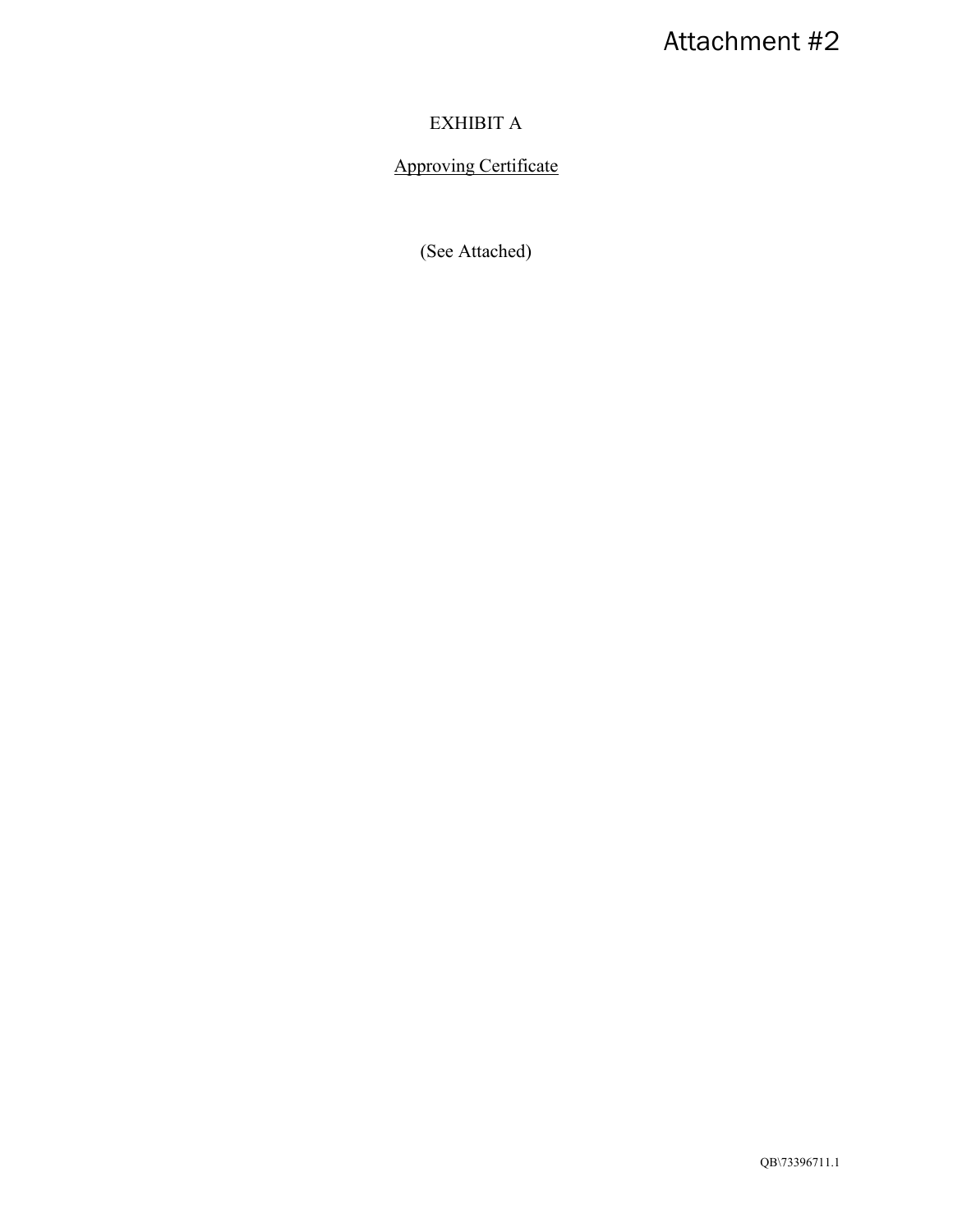Attachment #2

# EXHIBIT A

Approving Certificate

(See Attached)

QB\73396711.1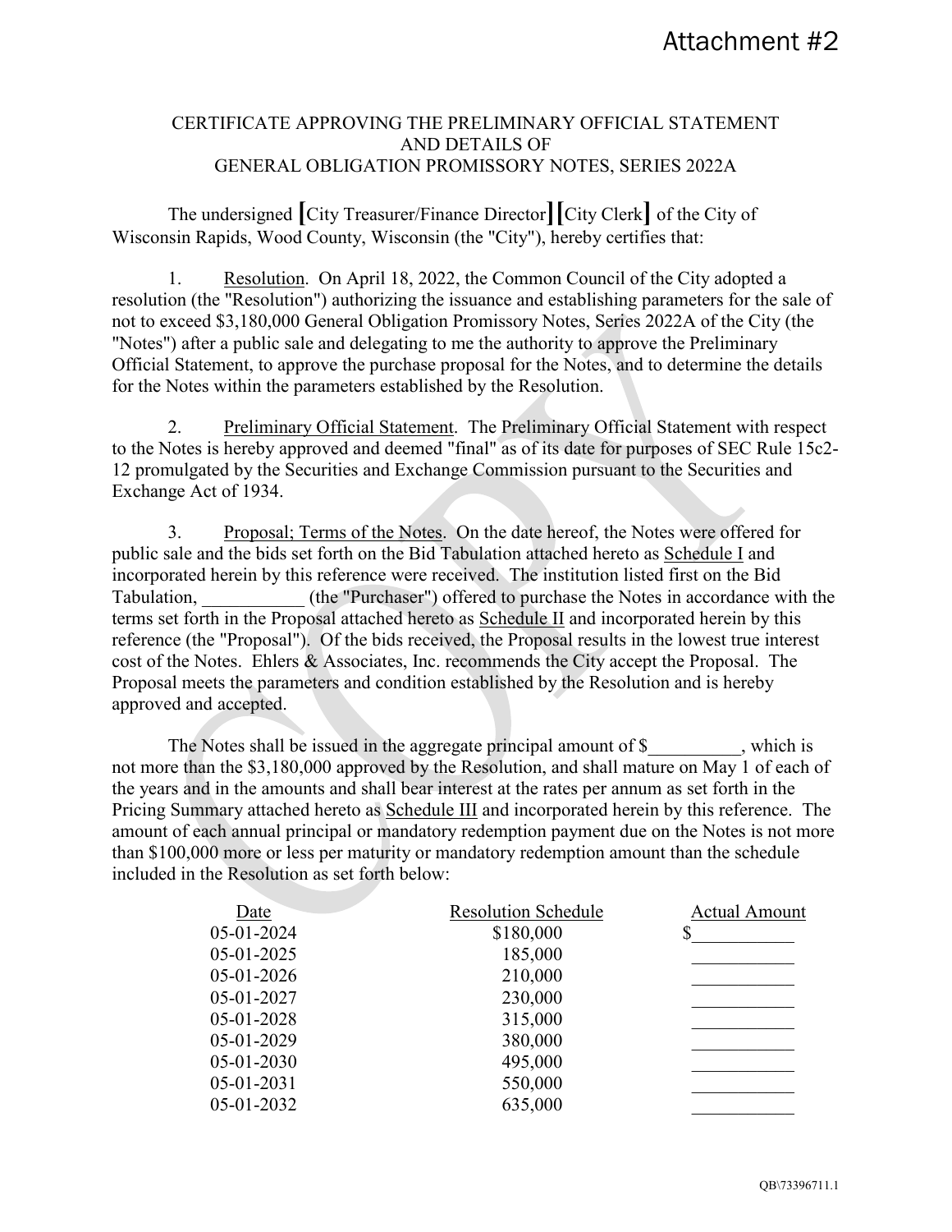Attachment #2

# CERTIFICATE APPROVING THE PRELIMINARY OFFICIAL STATEMENT AND DETAILS OF GENERAL OBLIGATION PROMISSORY NOTES, SERIES 2022A

The undersigned [City Treasurer/Finance Director][City Clerk] of the City of Wisconsin Rapids, Wood County, Wisconsin (the "City"), hereby certifies that:

1. Resolution. On April 18, 2022, the Common Council of the City adopted a resolution (the "Resolution") authorizing the issuance and establishing parameters for the sale of not to exceed $3,180,000 General Obligation Promissory Notes, Series 2022A of the City (the "Notes") after a public sale and delegating to me the authority to approve the Preliminary Official Statement, to approve the purchase proposal for the Notes, and to determine the details for the Notes within the parameters established by the Resolution.

2. Preliminary Official Statement. The Preliminary Official Statement with respect to the Notes is hereby approved and deemed "final" as of its date for purposes of SEC Rule 15c2-12 promulgated by the Securities and Exchange Commission pursuant to the Securities and Exchange Act of 1934.

3. Proposal; Terms of the Notes. On the date hereof, the Notes were offered for public sale and the bids set forth on the Bid Tabulation attached hereto as Schedule I and incorporated herein by this reference were received. The institution listed first on the Bid Tabulation, ___________ (the "Purchaser") offered to purchase the Notes in accordance with the terms set forth in the Proposal attached hereto as Schedule II and incorporated herein by this reference (the "Proposal"). Of the bids received, the Proposal results in the lowest true interest cost of the Notes. Ehlers & Associates, Inc. recommends the City accept the Proposal. The Proposal meets the parameters and condition established by the Resolution and is hereby approved and accepted.

The Notes shall be issued in the aggregate principal amount of $__________, which is not more than the $3,180,000 approved by the Resolution, and shall mature on May 1 of each of the years and in the amounts and shall bear interest at the rates per annum as set forth in the Pricing Summary attached hereto as Schedule III and incorporated herein by this reference. The amount of each annual principal or mandatory redemption payment due on the Notes is not more than $100,000 more or less per maturity or mandatory redemption amount than the schedule included in the Resolution as set forth below:

| Date | Resolution Schedule | Actual Amount |
|---|---|---|
| 05-01-2024 | $180,000 | $___________ |
| 05-01-2025 | 185,000 | ___________ |
| 05-01-2026 | 210,000 | ___________ |
| 05-01-2027 | 230,000 | ___________ |
| 05-01-2028 | 315,000 | ___________ |
| 05-01-2029 | 380,000 | ___________ |
| 05-01-2030 | 495,000 | ___________ |
| 05-01-2031 | 550,000 | ___________ |
| 05-01-2032 | 635,000 | ___________ |

QB\73396711.1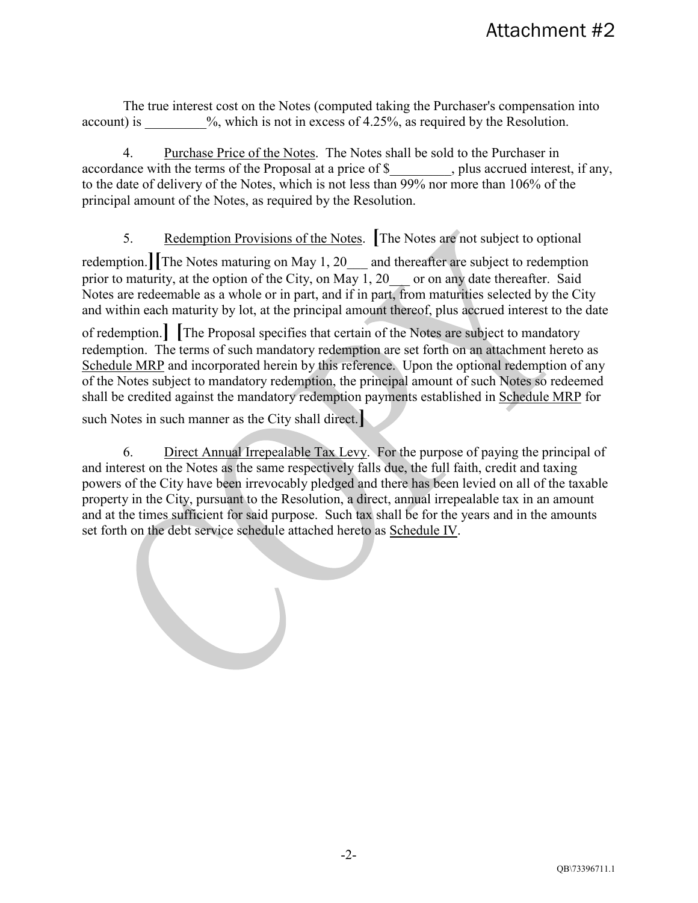Attachment #2

The true interest cost on the Notes (computed taking the Purchaser's compensation into account) is _________%, which is not in excess of 4.25%, as required by the Resolution.

4. Purchase Price of the Notes. The Notes shall be sold to the Purchaser in accordance with the terms of the Proposal at a price of $_________, plus accrued interest, if any, to the date of delivery of the Notes, which is not less than 99% nor more than 106% of the principal amount of the Notes, as required by the Resolution.

5. Redemption Provisions of the Notes. **[**The Notes are not subject to optional redemption.**][**The Notes maturing on May 1, 20___ and thereafter are subject to redemption prior to maturity, at the option of the City, on May 1, 20___ or on any date thereafter. Said Notes are redeemable as a whole or in part, and if in part, from maturities selected by the City and within each maturity by lot, at the principal amount thereof, plus accrued interest to the date of redemption.**]** **[**The Proposal specifies that certain of the Notes are subject to mandatory redemption. The terms of such mandatory redemption are set forth on an attachment hereto as Schedule MRP and incorporated herein by this reference. Upon the optional redemption of any of the Notes subject to mandatory redemption, the principal amount of such Notes so redeemed shall be credited against the mandatory redemption payments established in Schedule MRP for such Notes in such manner as the City shall direct.**]**

6. Direct Annual Irrepealable Tax Levy. For the purpose of paying the principal of and interest on the Notes as the same respectively falls due, the full faith, credit and taxing powers of the City have been irrevocably pledged and there has been levied on all of the taxable property in the City, pursuant to the Resolution, a direct, annual irrepealable tax in an amount and at the times sufficient for said purpose. Such tax shall be for the years and in the amounts set forth on the debt service schedule attached hereto as Schedule IV.

QB\73396711.1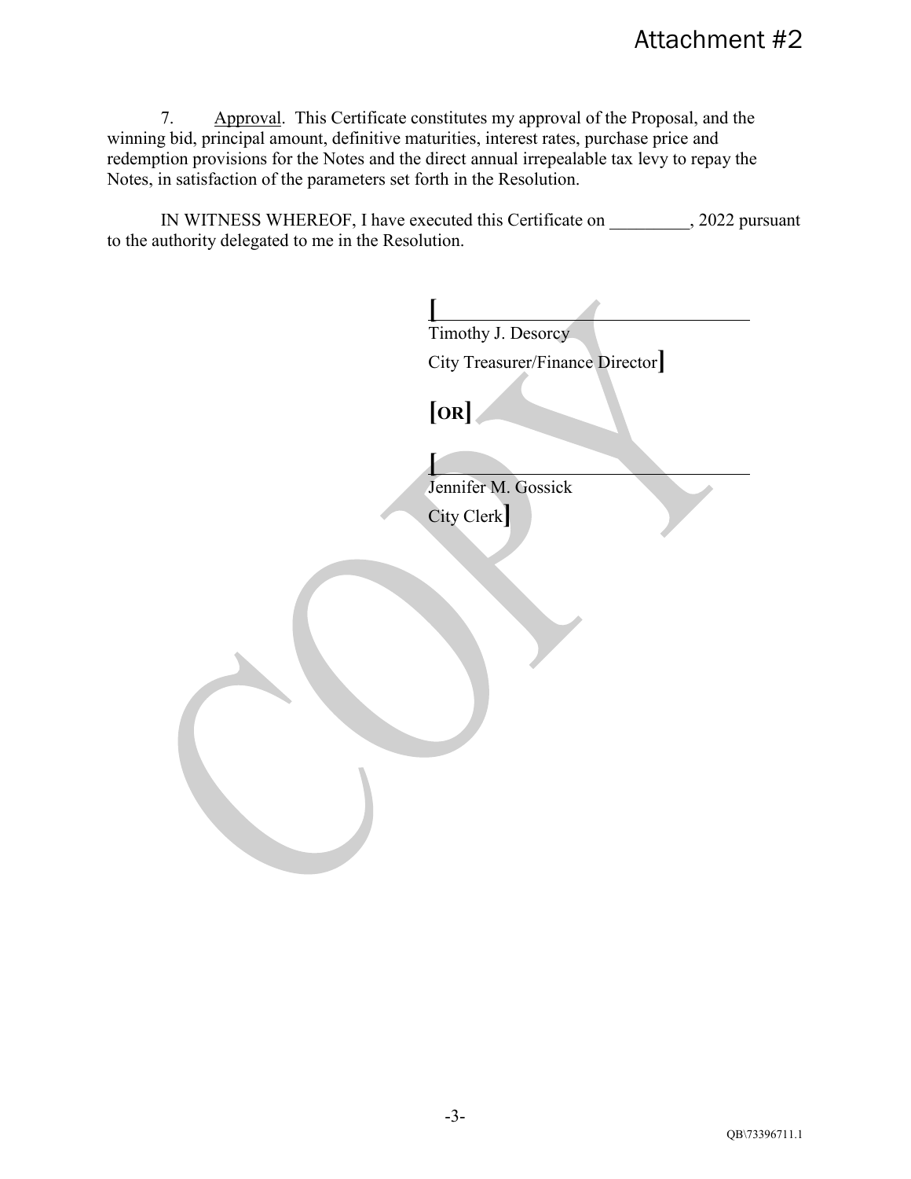Attachment #2

7. Approval. This Certificate constitutes my approval of the Proposal, and the winning bid, principal amount, definitive maturities, interest rates, purchase price and redemption provisions for the Notes and the direct annual irrepealable tax levy to repay the Notes, in satisfaction of the parameters set forth in the Resolution.

IN WITNESS WHEREOF, I have executed this Certificate on _________, 2022 pursuant to the authority delegated to me in the Resolution.

[________________________________
Timothy J. Desorcy
City Treasurer/Finance Director]

**[OR]**

[________________________________
Jennifer M. Gossick
City Clerk]

QB\73396711.1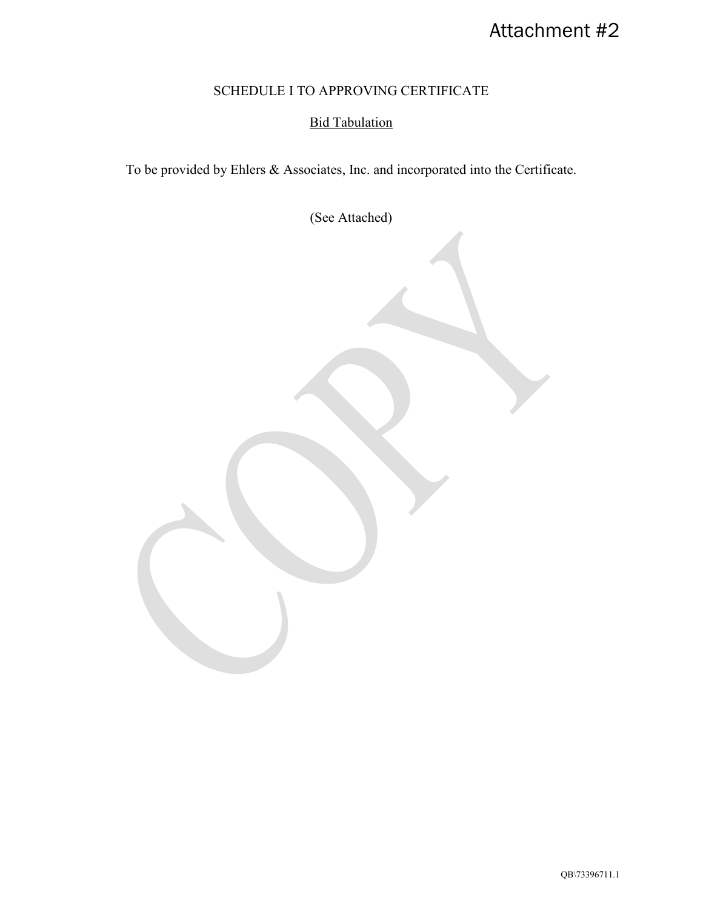Attachment #2

SCHEDULE I TO APPROVING CERTIFICATE

Bid Tabulation

To be provided by Ehlers & Associates, Inc. and incorporated into the Certificate.

(See Attached)

QB\73396711.1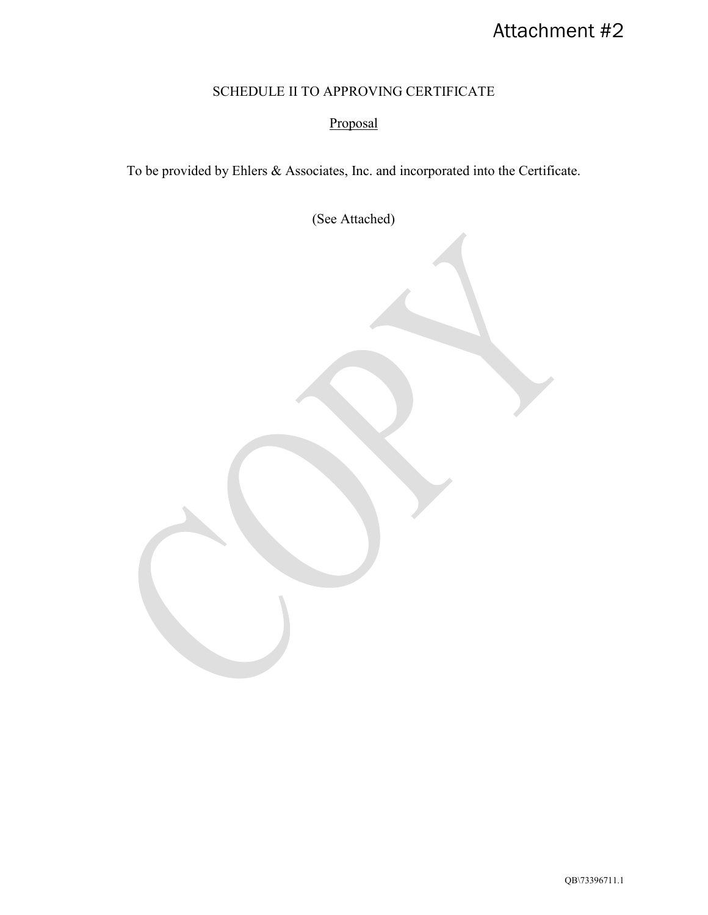Attachment #2

# SCHEDULE II TO APPROVING CERTIFICATE

## Proposal

To be provided by Ehlers & Associates, Inc. and incorporated into the Certificate.

(See Attached)

QB\73396711.1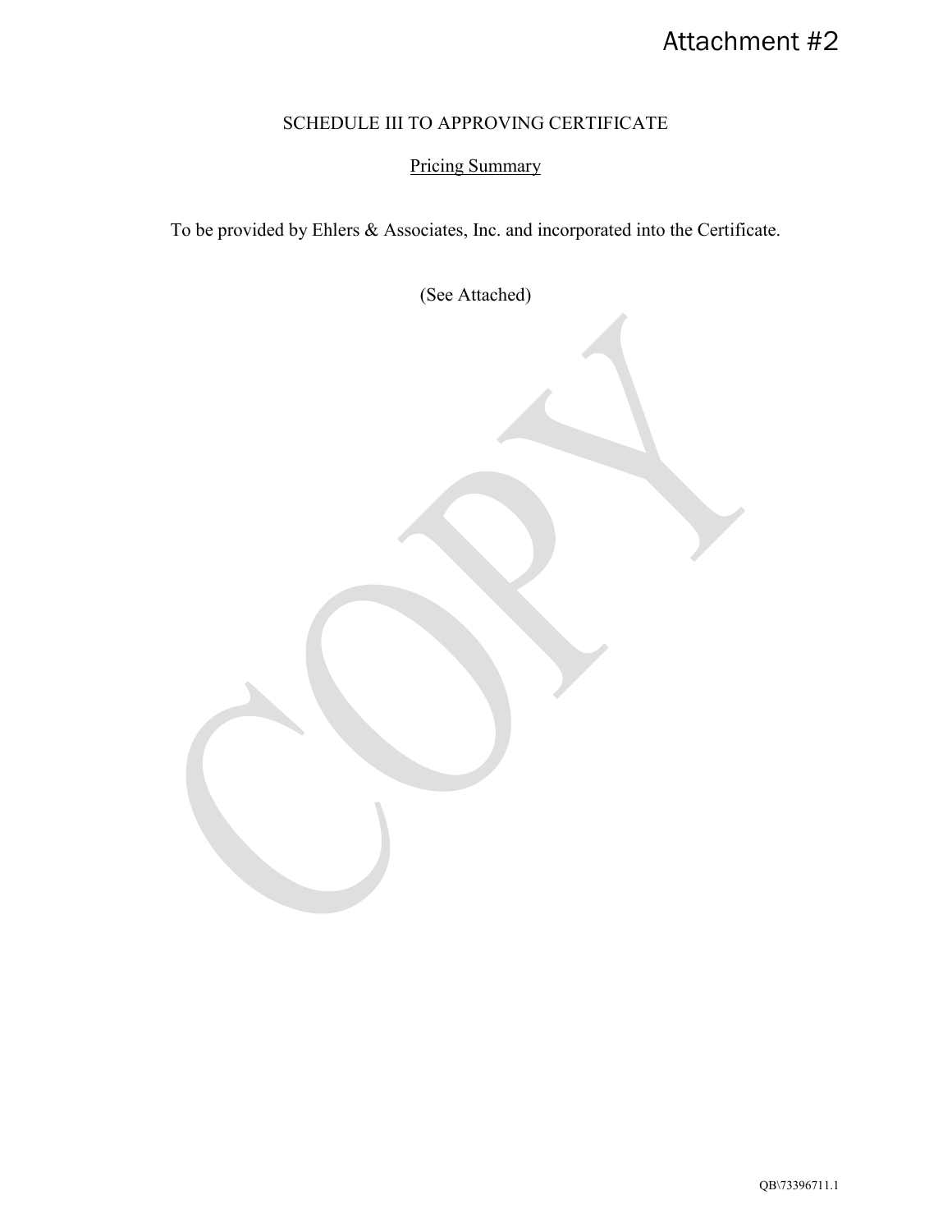Attachment #2

# SCHEDULE III TO APPROVING CERTIFICATE

## Pricing Summary

To be provided by Ehlers & Associates, Inc. and incorporated into the Certificate.

(See Attached)

QB\73396711.1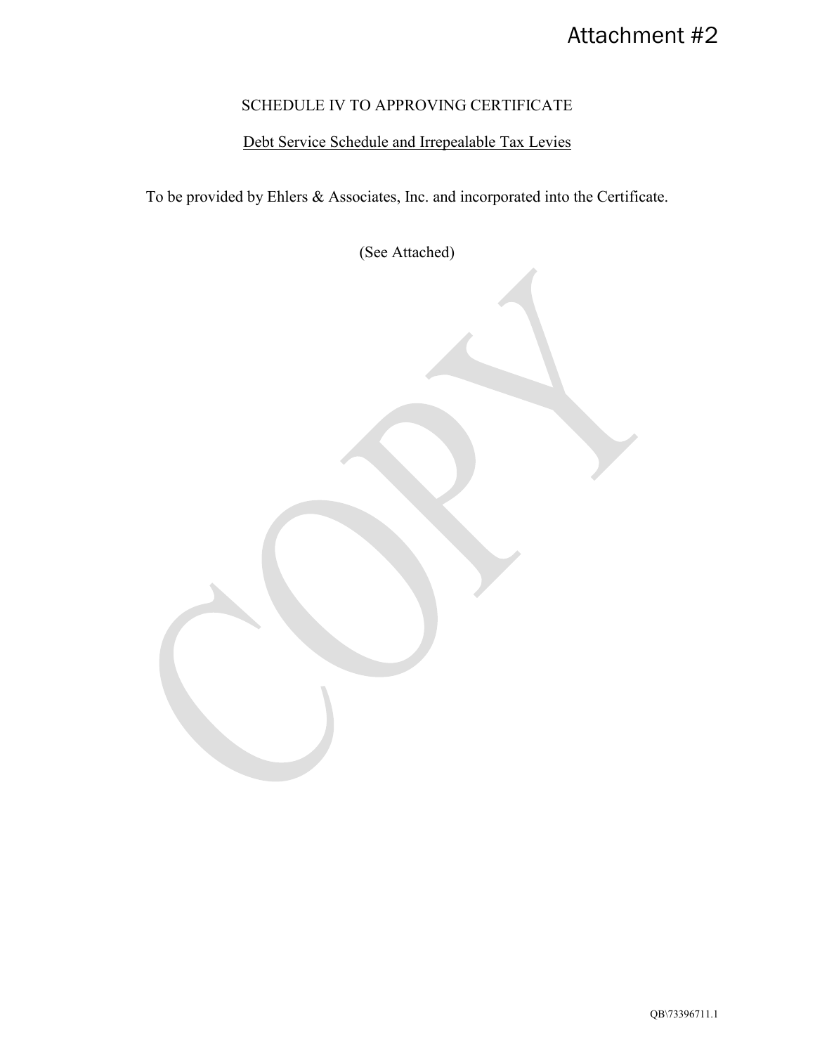Attachment #2

## SCHEDULE IV TO APPROVING CERTIFICATE

Debt Service Schedule and Irrepealable Tax Levies

To be provided by Ehlers & Associates, Inc. and incorporated into the Certificate.

(See Attached)

QB\73396711.1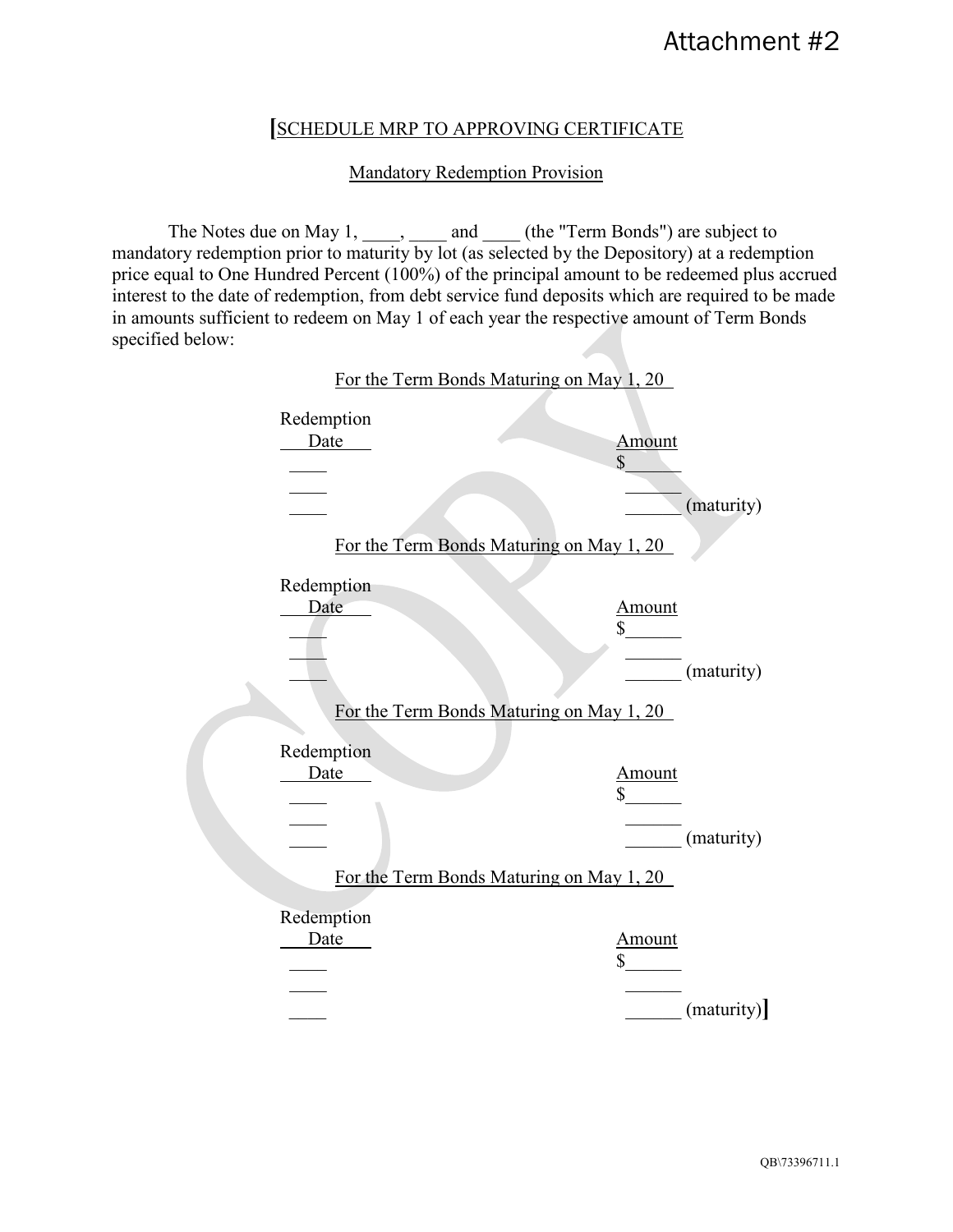Attachment #2

## [SCHEDULE MRP TO APPROVING CERTIFICATE

### Mandatory Redemption Provision

The Notes due on May 1, ____, ____ and ____ (the "Term Bonds") are subject to mandatory redemption prior to maturity by lot (as selected by the Depository) at a redemption price equal to One Hundred Percent (100%) of the principal amount to be redeemed plus accrued interest to the date of redemption, from debt service fund deposits which are required to be made in amounts sufficient to redeem on May 1 of each year the respective amount of Term Bonds specified below:

For the Term Bonds Maturing on May 1, 20__

| Redemption Date | Amount |
|---|---|
| ____ | $______ |
| ____ | ______ |
| ____ | ______ (maturity) |

For the Term Bonds Maturing on May 1, 20__

| Redemption Date | Amount |
|---|---|
| ____ | $______ |
| ____ | ______ |
| ____ | ______ (maturity) |

For the Term Bonds Maturing on May 1, 20__

| Redemption Date | Amount |
|---|---|
| ____ | $______ |
| ____ | ______ |
| ____ | ______ (maturity) |

For the Term Bonds Maturing on May 1, 20__

| Redemption Date | Amount |
|---|---|
| ____ | $______ |
| ____ | ______ |
| ____ | ______ (maturity)] |

QB\73396711.1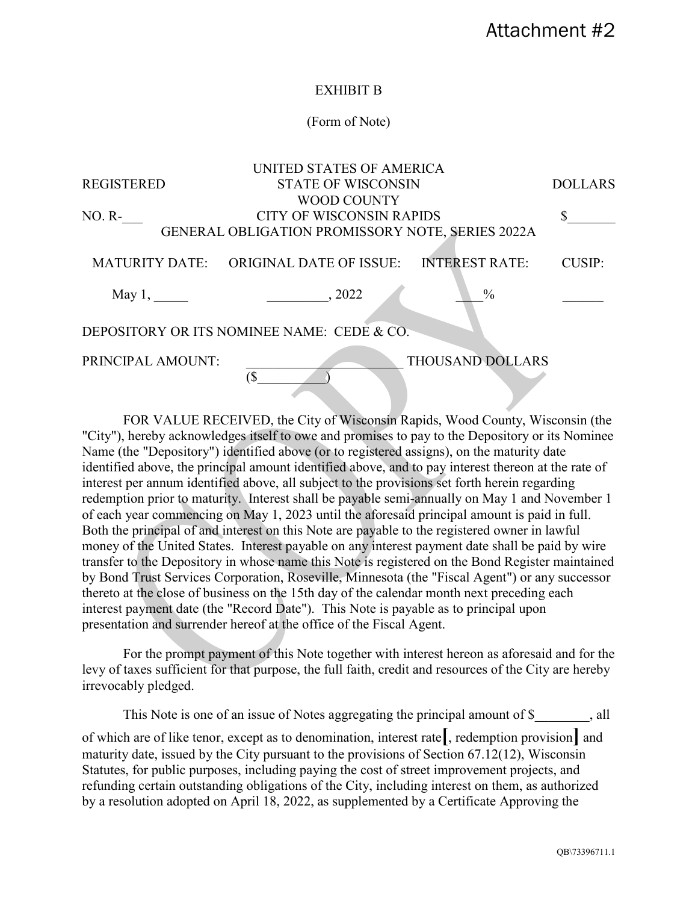Attachment #2

EXHIBIT B

(Form of Note)

| REGISTERED | UNITED STATES OF AMERICA<br>STATE OF WISCONSIN<br>WOOD COUNTY | DOLLARS |
|---|---|---|
| NO. R-___ | CITY OF WISCONSIN RAPIDS | $_______ |

GENERAL OBLIGATION PROMISSORY NOTE, SERIES 2022A

| MATURITY DATE: | ORIGINAL DATE OF ISSUE: | INTEREST RATE: | CUSIP: |
|---|---|---|---|
| May 1, _____ | _________, 2022 | ____% | ______ |

DEPOSITORY OR ITS NOMINEE NAME: CEDE & CO.

PRINCIPAL AMOUNT: _______________________ THOUSAND DOLLARS ($__________)

FOR VALUE RECEIVED, the City of Wisconsin Rapids, Wood County, Wisconsin (the "City"), hereby acknowledges itself to owe and promises to pay to the Depository or its Nominee Name (the "Depository") identified above (or to registered assigns), on the maturity date identified above, the principal amount identified above, and to pay interest thereon at the rate of interest per annum identified above, all subject to the provisions set forth herein regarding redemption prior to maturity. Interest shall be payable semi-annually on May 1 and November 1 of each year commencing on May 1, 2023 until the aforesaid principal amount is paid in full. Both the principal of and interest on this Note are payable to the registered owner in lawful money of the United States. Interest payable on any interest payment date shall be paid by wire transfer to the Depository in whose name this Note is registered on the Bond Register maintained by Bond Trust Services Corporation, Roseville, Minnesota (the "Fiscal Agent") or any successor thereto at the close of business on the 15th day of the calendar month next preceding each interest payment date (the "Record Date"). This Note is payable as to principal upon presentation and surrender hereof at the office of the Fiscal Agent.

For the prompt payment of this Note together with interest hereon as aforesaid and for the levy of taxes sufficient for that purpose, the full faith, credit and resources of the City are hereby irrevocably pledged.

This Note is one of an issue of Notes aggregating the principal amount of $________, all of which are of like tenor, except as to denomination, interest rate[, redemption provision] and maturity date, issued by the City pursuant to the provisions of Section 67.12(12), Wisconsin Statutes, for public purposes, including paying the cost of street improvement projects, and refunding certain outstanding obligations of the City, including interest on them, as authorized by a resolution adopted on April 18, 2022, as supplemented by a Certificate Approving the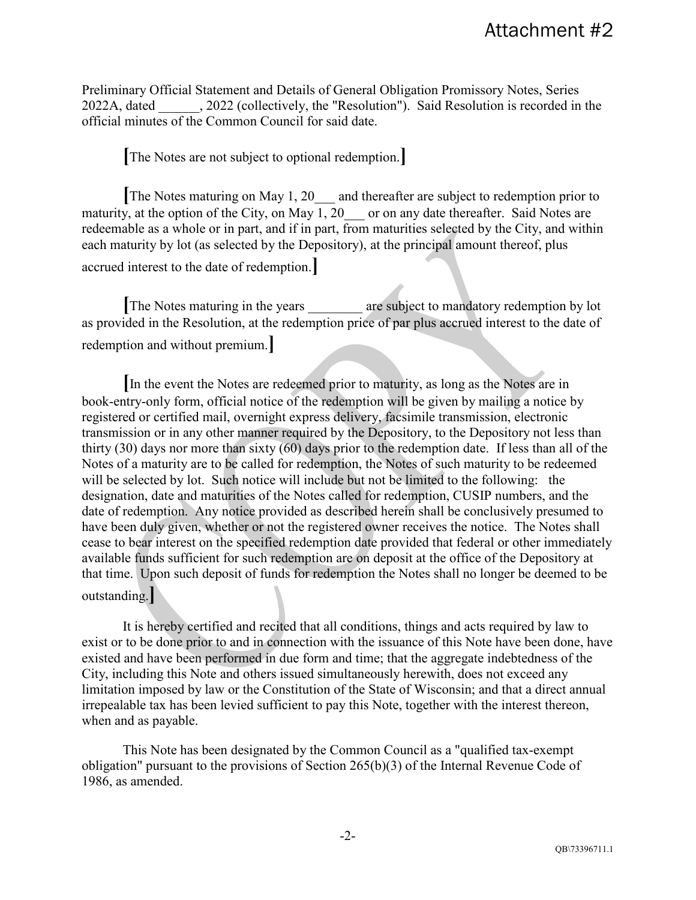Preliminary Official Statement and Details of General Obligation Promissory Notes, Series 2022A, dated ______, 2022 (collectively, the "Resolution"). Said Resolution is recorded in the official minutes of the Common Council for said date.

[The Notes are not subject to optional redemption.]

[The Notes maturing on May 1, 20___ and thereafter are subject to redemption prior to maturity, at the option of the City, on May 1, 20___ or on any date thereafter. Said Notes are redeemable as a whole or in part, and if in part, from maturities selected by the City, and within each maturity by lot (as selected by the Depository), at the principal amount thereof, plus accrued interest to the date of redemption.]

[The Notes maturing in the years ________ are subject to mandatory redemption by lot as provided in the Resolution, at the redemption price of par plus accrued interest to the date of redemption and without premium.]

[In the event the Notes are redeemed prior to maturity, as long as the Notes are in book-entry-only form, official notice of the redemption will be given by mailing a notice by registered or certified mail, overnight express delivery, facsimile transmission, electronic transmission or in any other manner required by the Depository, to the Depository not less than thirty (30) days nor more than sixty (60) days prior to the redemption date. If less than all of the Notes of a maturity are to be called for redemption, the Notes of such maturity to be redeemed will be selected by lot. Such notice will include but not be limited to the following: the designation, date and maturities of the Notes called for redemption, CUSIP numbers, and the date of redemption. Any notice provided as described herein shall be conclusively presumed to have been duly given, whether or not the registered owner receives the notice. The Notes shall cease to bear interest on the specified redemption date provided that federal or other immediately available funds sufficient for such redemption are on deposit at the office of the Depository at that time. Upon such deposit of funds for redemption the Notes shall no longer be deemed to be outstanding.]

It is hereby certified and recited that all conditions, things and acts required by law to exist or to be done prior to and in connection with the issuance of this Note have been done, have existed and have been performed in due form and time; that the aggregate indebtedness of the City, including this Note and others issued simultaneously herewith, does not exceed any limitation imposed by law or the Constitution of the State of Wisconsin; and that a direct annual irrepealable tax has been levied sufficient to pay this Note, together with the interest thereon, when and as payable.

This Note has been designated by the Common Council as a "qualified tax-exempt obligation" pursuant to the provisions of Section 265(b)(3) of the Internal Revenue Code of 1986, as amended.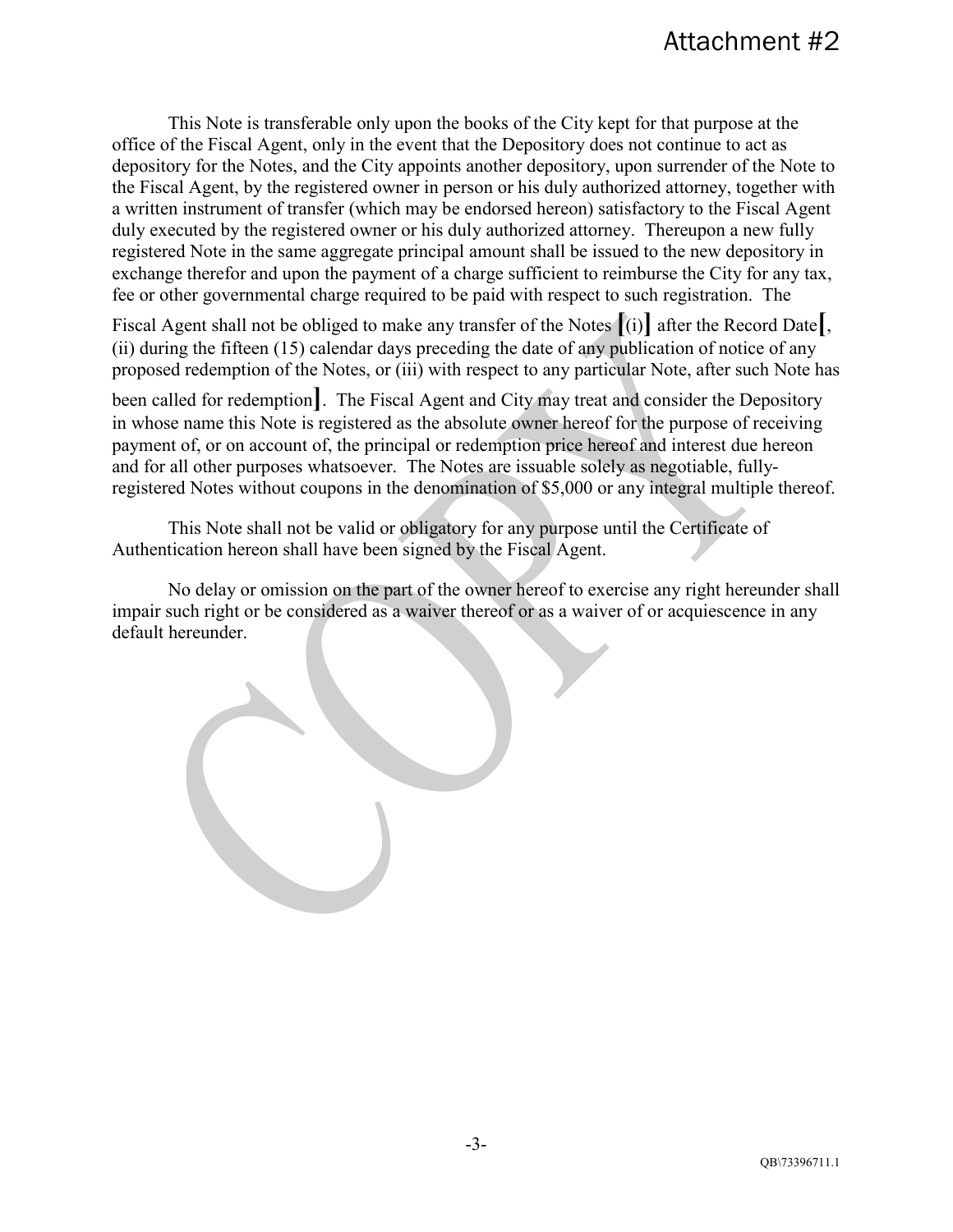This Note is transferable only upon the books of the City kept for that purpose at the office of the Fiscal Agent, only in the event that the Depository does not continue to act as depository for the Notes, and the City appoints another depository, upon surrender of the Note to the Fiscal Agent, by the registered owner in person or his duly authorized attorney, together with a written instrument of transfer (which may be endorsed hereon) satisfactory to the Fiscal Agent duly executed by the registered owner or his duly authorized attorney. Thereupon a new fully registered Note in the same aggregate principal amount shall be issued to the new depository in exchange therefor and upon the payment of a charge sufficient to reimburse the City for any tax, fee or other governmental charge required to be paid with respect to such registration. The Fiscal Agent shall not be obliged to make any transfer of the Notes [(i)] after the Record Date[, (ii) during the fifteen (15) calendar days preceding the date of any publication of notice of any proposed redemption of the Notes, or (iii) with respect to any particular Note, after such Note has been called for redemption]. The Fiscal Agent and City may treat and consider the Depository in whose name this Note is registered as the absolute owner hereof for the purpose of receiving payment of, or on account of, the principal or redemption price hereof and interest due hereon and for all other purposes whatsoever. The Notes are issuable solely as negotiable, fully-registered Notes without coupons in the denomination of $5,000 or any integral multiple thereof.

This Note shall not be valid or obligatory for any purpose until the Certificate of Authentication hereon shall have been signed by the Fiscal Agent.

No delay or omission on the part of the owner hereof to exercise any right hereunder shall impair such right or be considered as a waiver thereof or as a waiver of or acquiescence in any default hereunder.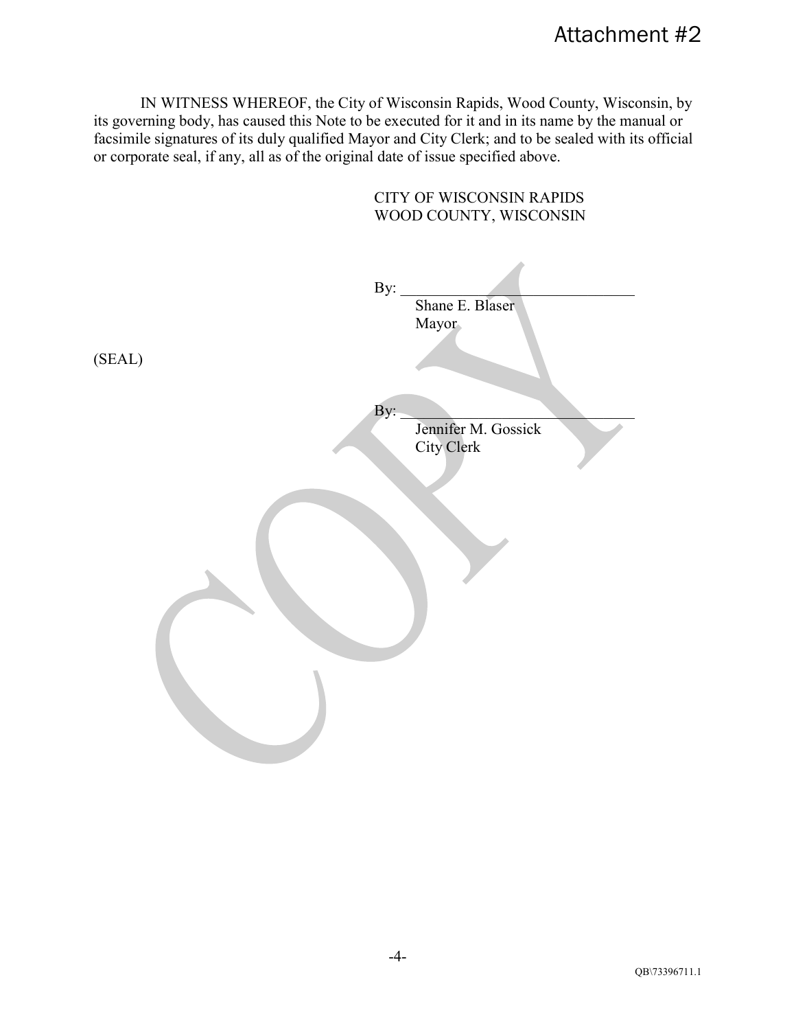Attachment #2

IN WITNESS WHEREOF, the City of Wisconsin Rapids, Wood County, Wisconsin, by its governing body, has caused this Note to be executed for it and in its name by the manual or facsimile signatures of its duly qualified Mayor and City Clerk; and to be sealed with its official or corporate seal, if any, all as of the original date of issue specified above.

CITY OF WISCONSIN RAPIDS
WOOD COUNTY, WISCONSIN

By: ______________________________
Shane E. Blaser
Mayor

(SEAL)

By: ______________________________
Jennifer M. Gossick
City Clerk

COPY

QB\73396711.1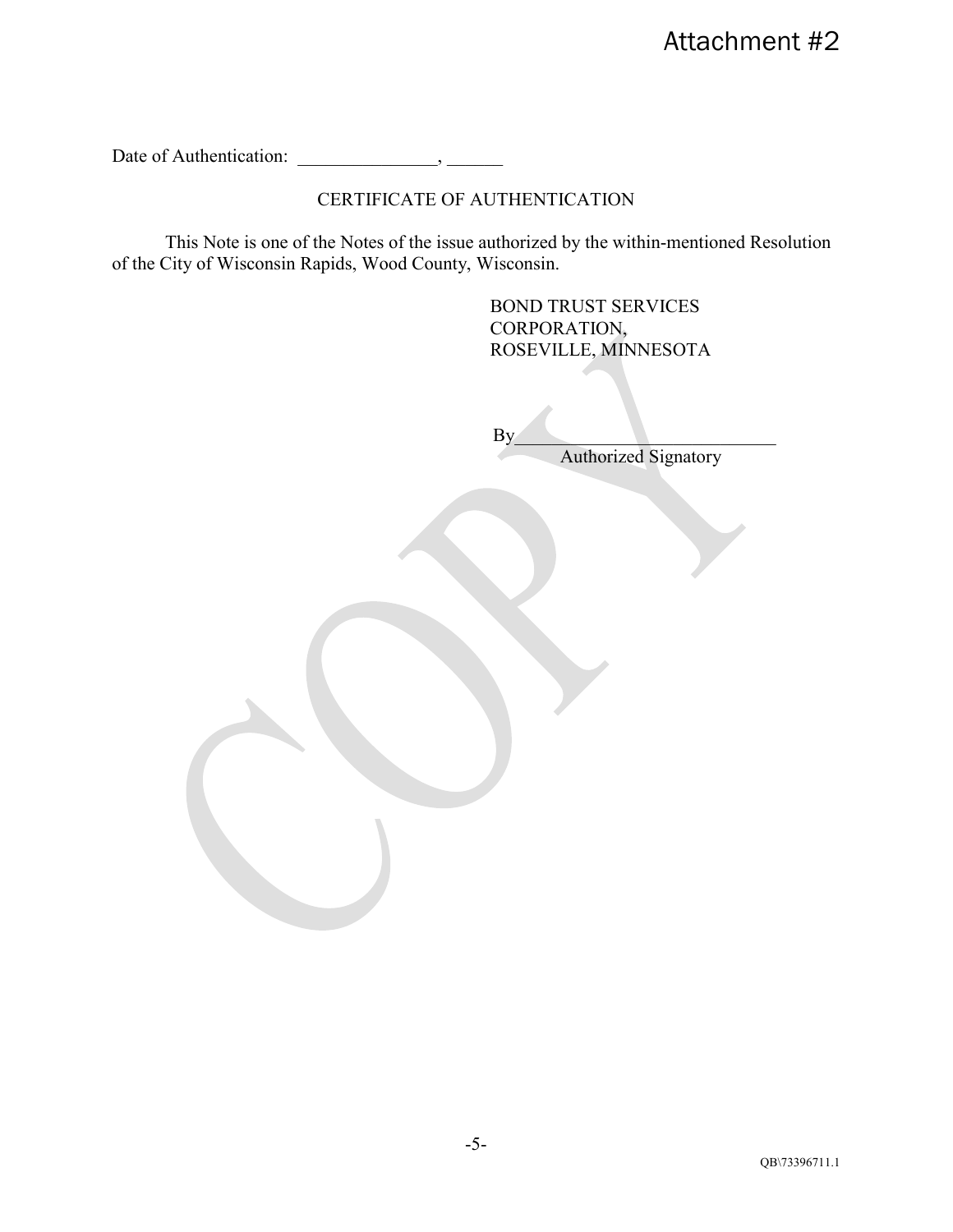Attachment #2

Date of Authentication: _______________, ______

CERTIFICATE OF AUTHENTICATION

This Note is one of the Notes of the issue authorized by the within-mentioned Resolution of the City of Wisconsin Rapids, Wood County, Wisconsin.

BOND TRUST SERVICES
CORPORATION,
ROSEVILLE, MINNESOTA

By_____________________________
Authorized Signatory

QB\73396711.1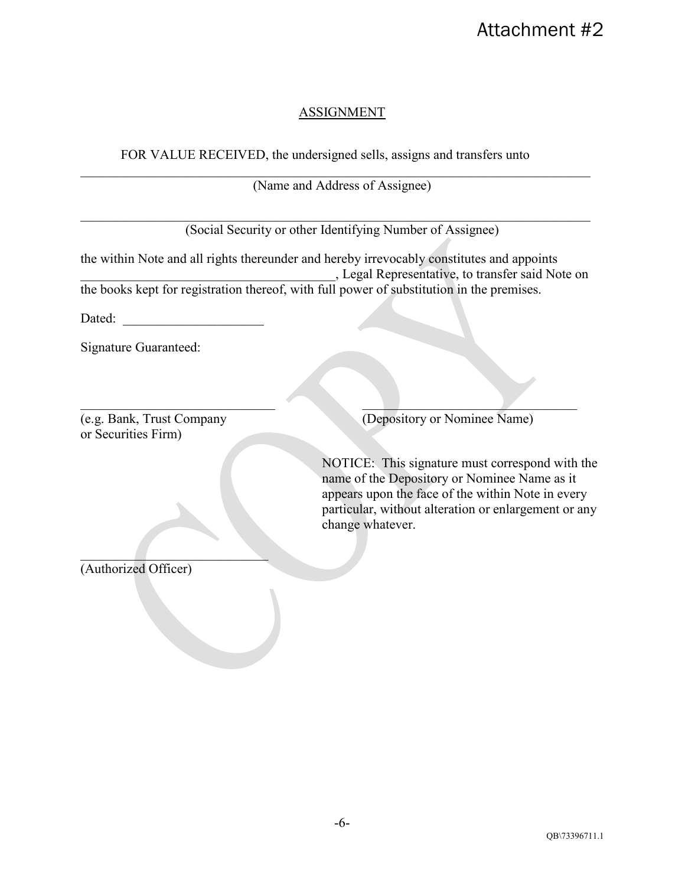Attachment #2

## ASSIGNMENT

FOR VALUE RECEIVED, the undersigned sells, assigns and transfers unto

______________________________________________________________________________
(Name and Address of Assignee)

______________________________________________________________________________
(Social Security or other Identifying Number of Assignee)

the within Note and all rights thereunder and hereby irrevocably constitutes and appoints ______________________________________, Legal Representative, to transfer said Note on the books kept for registration thereof, with full power of substitution in the premises.

Dated: _____________________

Signature Guaranteed:

______________________________
(e.g. Bank, Trust Company or Securities Firm)

______________________________
(Depository or Nominee Name)

NOTICE: This signature must correspond with the name of the Depository or Nominee Name as it appears upon the face of the within Note in every particular, without alteration or enlargement or any change whatever.

______________________________
(Authorized Officer)

QB\73396711.1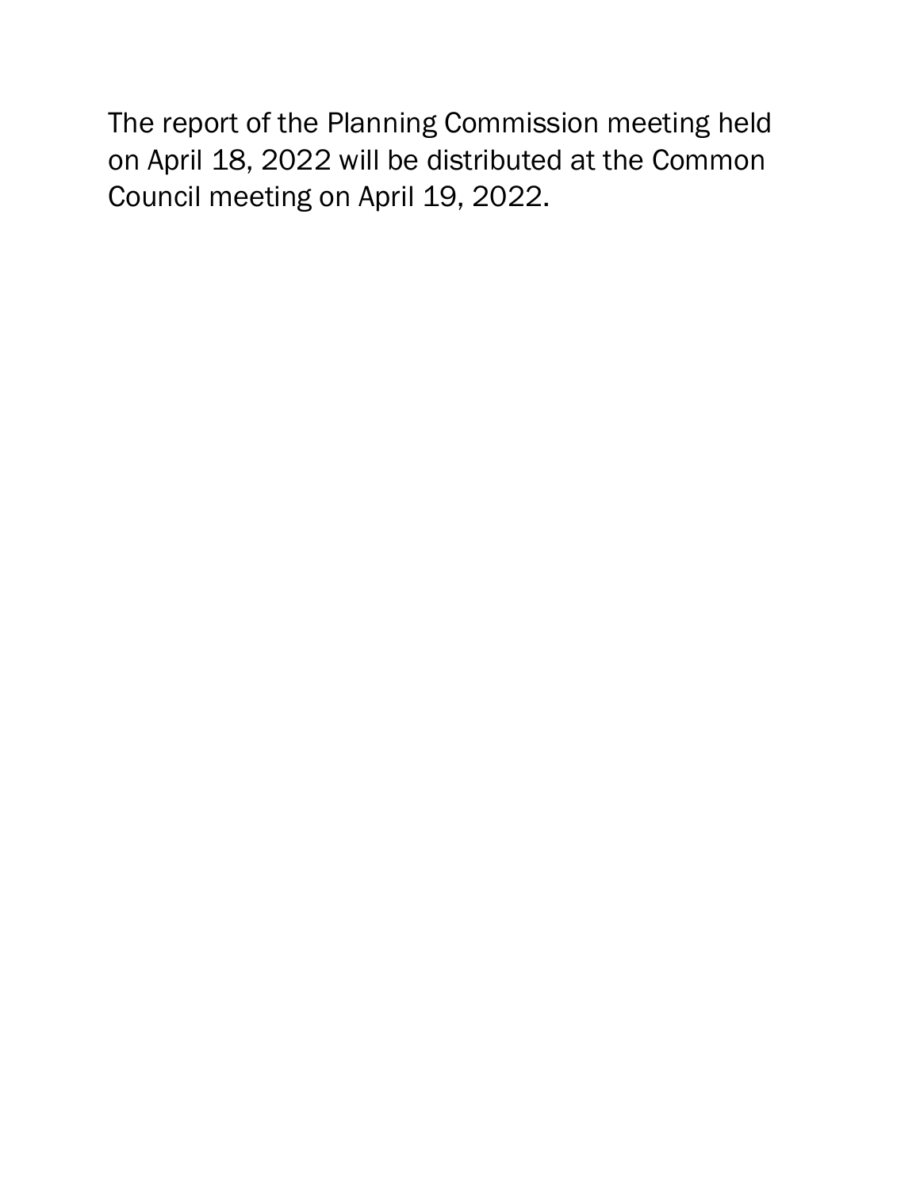The report of the Planning Commission meeting held on April 18, 2022 will be distributed at the Common Council meeting on April 19, 2022.